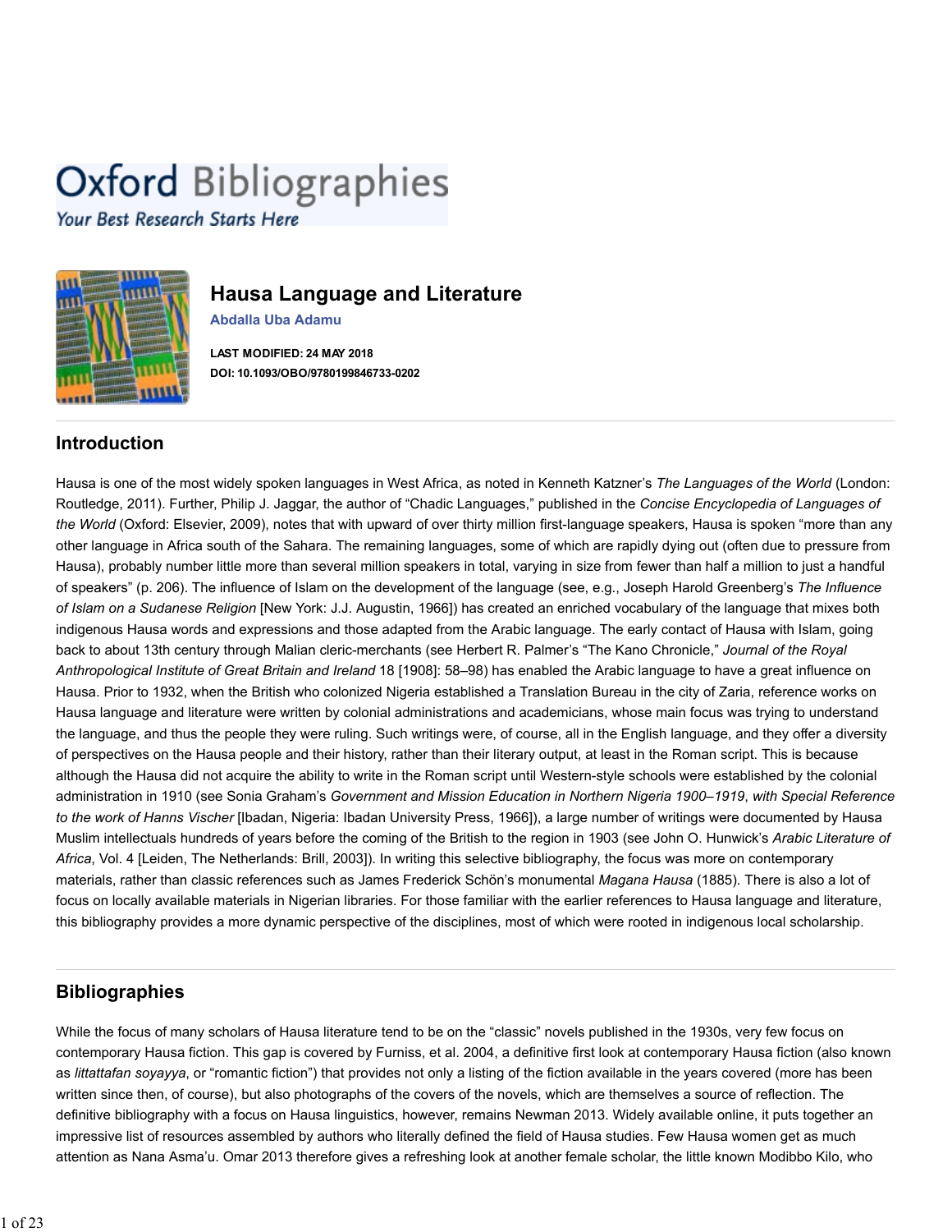Oxford Bibliographies
*Your Best Research Starts Here*

# Hausa Language and Literature

**Abdalla Uba Adamu**

**LAST MODIFIED: 24 MAY 2018**
**DOI: 10.1093/OBO/9780199846733-0202**

## Introduction

Hausa is one of the most widely spoken languages in West Africa, as noted in Kenneth Katzner's *The Languages of the World* (London: Routledge, 2011). Further, Philip J. Jaggar, the author of "Chadic Languages," published in the *Concise Encyclopedia of Languages of the World* (Oxford: Elsevier, 2009), notes that with upward of over thirty million first-language speakers, Hausa is spoken "more than any other language in Africa south of the Sahara. The remaining languages, some of which are rapidly dying out (often due to pressure from Hausa), probably number little more than several million speakers in total, varying in size from fewer than half a million to just a handful of speakers" (p. 206). The influence of Islam on the development of the language (see, e.g., Joseph Harold Greenberg's *The Influence of Islam on a Sudanese Religion* [New York: J.J. Augustin, 1966]) has created an enriched vocabulary of the language that mixes both indigenous Hausa words and expressions and those adapted from the Arabic language. The early contact of Hausa with Islam, going back to about 13th century through Malian cleric-merchants (see Herbert R. Palmer's "The Kano Chronicle," *Journal of the Royal Anthropological Institute of Great Britain and Ireland* 18 [1908]: 58–98) has enabled the Arabic language to have a great influence on Hausa. Prior to 1932, when the British who colonized Nigeria established a Translation Bureau in the city of Zaria, reference works on Hausa language and literature were written by colonial administrations and academicians, whose main focus was trying to understand the language, and thus the people they were ruling. Such writings were, of course, all in the English language, and they offer a diversity of perspectives on the Hausa people and their history, rather than their literary output, at least in the Roman script. This is because although the Hausa did not acquire the ability to write in the Roman script until Western-style schools were established by the colonial administration in 1910 (see Sonia Graham's *Government and Mission Education in Northern Nigeria 1900–1919*, *with Special Reference to the work of Hanns Vischer* [Ibadan, Nigeria: Ibadan University Press, 1966]), a large number of writings were documented by Hausa Muslim intellectuals hundreds of years before the coming of the British to the region in 1903 (see John O. Hunwick's *Arabic Literature of Africa*, Vol. 4 [Leiden, The Netherlands: Brill, 2003]). In writing this selective bibliography, the focus was more on contemporary materials, rather than classic references such as James Frederick Schön's monumental *Magana Hausa* (1885). There is also a lot of focus on locally available materials in Nigerian libraries. For those familiar with the earlier references to Hausa language and literature, this bibliography provides a more dynamic perspective of the disciplines, most of which were rooted in indigenous local scholarship.

## Bibliographies

While the focus of many scholars of Hausa literature tend to be on the "classic" novels published in the 1930s, very few focus on contemporary Hausa fiction. This gap is covered by Furniss, et al. 2004, a definitive first look at contemporary Hausa fiction (also known as *littattafan soyayya*, or "romantic fiction") that provides not only a listing of the fiction available in the years covered (more has been written since then, of course), but also photographs of the covers of the novels, which are themselves a source of reflection. The definitive bibliography with a focus on Hausa linguistics, however, remains Newman 2013. Widely available online, it puts together an impressive list of resources assembled by authors who literally defined the field of Hausa studies. Few Hausa women get as much attention as Nana Asma'u. Omar 2013 therefore gives a refreshing look at another female scholar, the little known Modibbo Kilo, who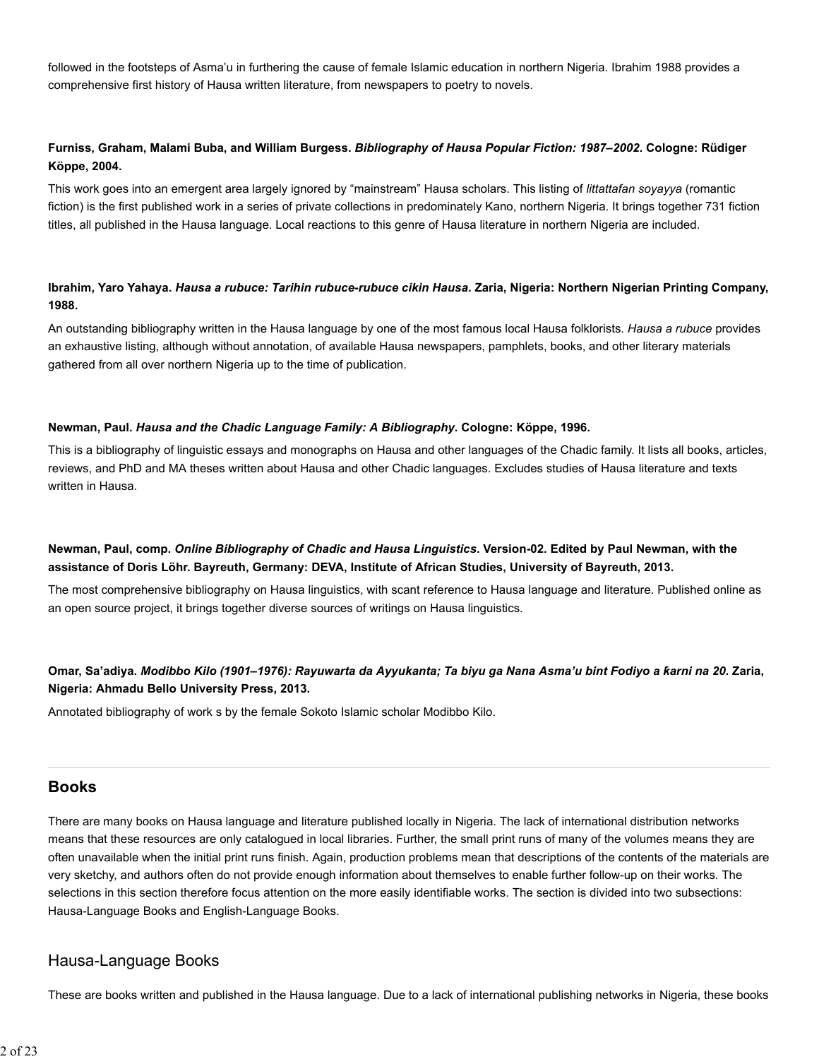followed in the footsteps of Asma'u in furthering the cause of female Islamic education in northern Nigeria. Ibrahim 1988 provides a comprehensive first history of Hausa written literature, from newspapers to poetry to novels.

**Furniss, Graham, Malami Buba, and William Burgess. *Bibliography of Hausa Popular Fiction: 1987–2002*. Cologne: Rüdiger Köppe, 2004.**

This work goes into an emergent area largely ignored by "mainstream" Hausa scholars. This listing of *littattafan soyayya* (romantic fiction) is the first published work in a series of private collections in predominately Kano, northern Nigeria. It brings together 731 fiction titles, all published in the Hausa language. Local reactions to this genre of Hausa literature in northern Nigeria are included.

**Ibrahim, Yaro Yahaya. *Hausa a rubuce: Tarihin rubuce-rubuce cikin Hausa*. Zaria, Nigeria: Northern Nigerian Printing Company, 1988.**

An outstanding bibliography written in the Hausa language by one of the most famous local Hausa folklorists. *Hausa a rubuce* provides an exhaustive listing, although without annotation, of available Hausa newspapers, pamphlets, books, and other literary materials gathered from all over northern Nigeria up to the time of publication.

**Newman, Paul. *Hausa and the Chadic Language Family: A Bibliography*. Cologne: Köppe, 1996.**

This is a bibliography of linguistic essays and monographs on Hausa and other languages of the Chadic family. It lists all books, articles, reviews, and PhD and MA theses written about Hausa and other Chadic languages. Excludes studies of Hausa literature and texts written in Hausa.

**Newman, Paul, comp. *Online Bibliography of Chadic and Hausa Linguistics*. Version-02. Edited by Paul Newman, with the assistance of Doris Löhr. Bayreuth, Germany: DEVA, Institute of African Studies, University of Bayreuth, 2013.**

The most comprehensive bibliography on Hausa linguistics, with scant reference to Hausa language and literature. Published online as an open source project, it brings together diverse sources of writings on Hausa linguistics.

**Omar, Sa'adiya. *Modibbo Kilo (1901–1976): Rayuwarta da Ayyukanta; Ta biyu ga Nana Asma'u bint Fodiyo a ƙarni na 20*. Zaria, Nigeria: Ahmadu Bello University Press, 2013.**

Annotated bibliography of work s by the female Sokoto Islamic scholar Modibbo Kilo.

## Books

There are many books on Hausa language and literature published locally in Nigeria. The lack of international distribution networks means that these resources are only catalogued in local libraries. Further, the small print runs of many of the volumes means they are often unavailable when the initial print runs finish. Again, production problems mean that descriptions of the contents of the materials are very sketchy, and authors often do not provide enough information about themselves to enable further follow-up on their works. The selections in this section therefore focus attention on the more easily identifiable works. The section is divided into two subsections: Hausa-Language Books and English-Language Books.

### Hausa-Language Books

These are books written and published in the Hausa language. Due to a lack of international publishing networks in Nigeria, these books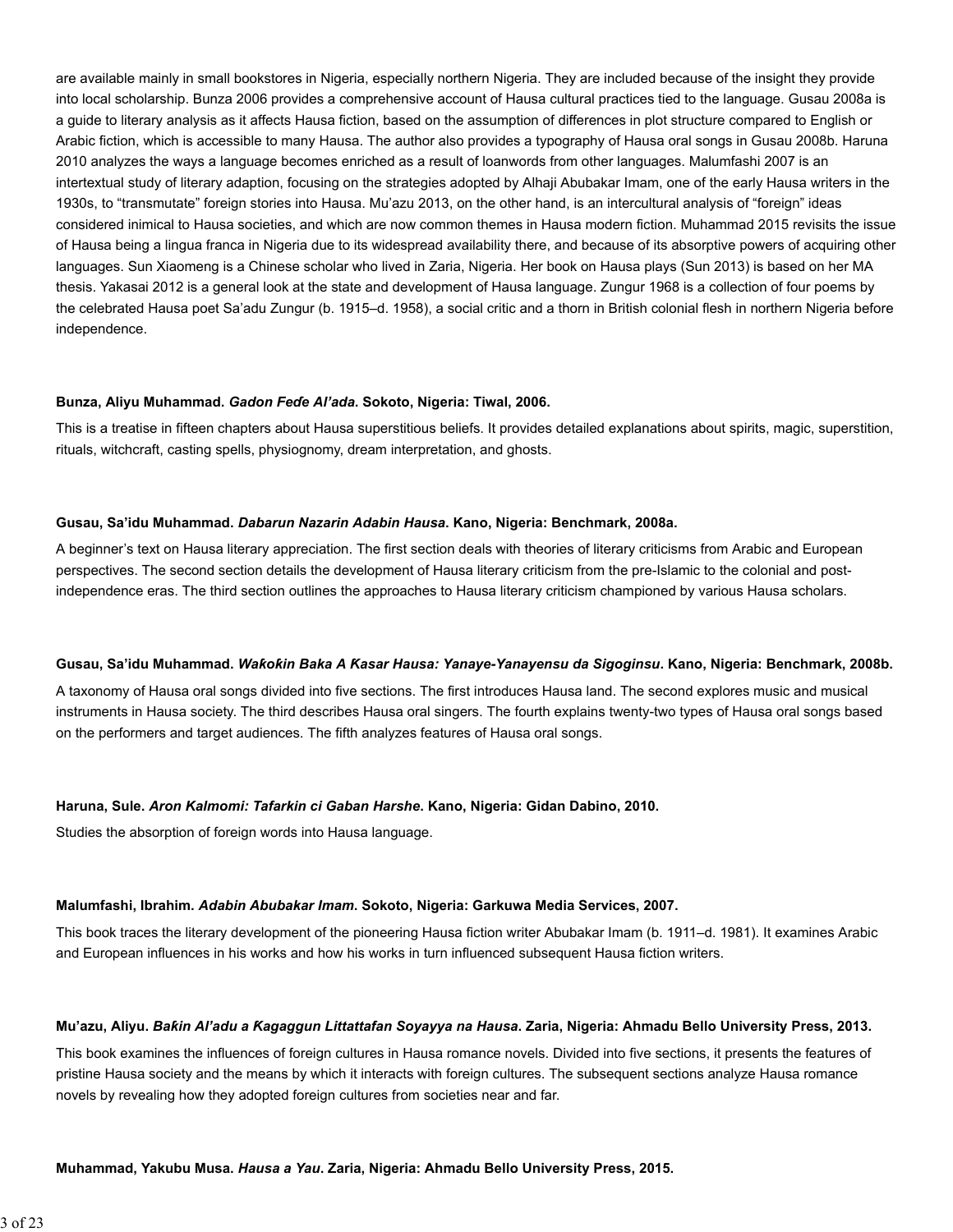are available mainly in small bookstores in Nigeria, especially northern Nigeria. They are included because of the insight they provide into local scholarship. Bunza 2006 provides a comprehensive account of Hausa cultural practices tied to the language. Gusau 2008a is a guide to literary analysis as it affects Hausa fiction, based on the assumption of differences in plot structure compared to English or Arabic fiction, which is accessible to many Hausa. The author also provides a typography of Hausa oral songs in Gusau 2008b. Haruna 2010 analyzes the ways a language becomes enriched as a result of loanwords from other languages. Malumfashi 2007 is an intertextual study of literary adaption, focusing on the strategies adopted by Alhaji Abubakar Imam, one of the early Hausa writers in the 1930s, to "transmutate" foreign stories into Hausa. Mu'azu 2013, on the other hand, is an intercultural analysis of "foreign" ideas considered inimical to Hausa societies, and which are now common themes in Hausa modern fiction. Muhammad 2015 revisits the issue of Hausa being a lingua franca in Nigeria due to its widespread availability there, and because of its absorptive powers of acquiring other languages. Sun Xiaomeng is a Chinese scholar who lived in Zaria, Nigeria. Her book on Hausa plays (Sun 2013) is based on her MA thesis. Yakasai 2012 is a general look at the state and development of Hausa language. Zungur 1968 is a collection of four poems by the celebrated Hausa poet Sa'adu Zungur (b. 1915–d. 1958), a social critic and a thorn in British colonial flesh in northern Nigeria before independence.

**Bunza, Aliyu Muhammad. *Gadon Feɗe Al'ada*. Sokoto, Nigeria: Tiwal, 2006.**

This is a treatise in fifteen chapters about Hausa superstitious beliefs. It provides detailed explanations about spirits, magic, superstition, rituals, witchcraft, casting spells, physiognomy, dream interpretation, and ghosts.

**Gusau, Sa'idu Muhammad. *Dabarun Nazarin Adabin Hausa*. Kano, Nigeria: Benchmark, 2008a.**

A beginner's text on Hausa literary appreciation. The first section deals with theories of literary criticisms from Arabic and European perspectives. The second section details the development of Hausa literary criticism from the pre-Islamic to the colonial and post-independence eras. The third section outlines the approaches to Hausa literary criticism championed by various Hausa scholars.

**Gusau, Sa'idu Muhammad. *Waƙoƙin Baka A Kasar Hausa: Yanaye-Yanayensu da Sigoginsu*. Kano, Nigeria: Benchmark, 2008b.**

A taxonomy of Hausa oral songs divided into five sections. The first introduces Hausa land. The second explores music and musical instruments in Hausa society. The third describes Hausa oral singers. The fourth explains twenty-two types of Hausa oral songs based on the performers and target audiences. The fifth analyzes features of Hausa oral songs.

**Haruna, Sule. *Aron Kalmomi: Tafarkin ci Gaban Harshe*. Kano, Nigeria: Gidan Dabino, 2010.**

Studies the absorption of foreign words into Hausa language.

**Malumfashi, Ibrahim. *Adabin Abubakar Imam*. Sokoto, Nigeria: Garkuwa Media Services, 2007.**

This book traces the literary development of the pioneering Hausa fiction writer Abubakar Imam (b. 1911–d. 1981). It examines Arabic and European influences in his works and how his works in turn influenced subsequent Hausa fiction writers.

**Mu'azu, Aliyu. *Baƙin Al'adu a Kagaggun Littattafan Soyayya na Hausa*. Zaria, Nigeria: Ahmadu Bello University Press, 2013.**

This book examines the influences of foreign cultures in Hausa romance novels. Divided into five sections, it presents the features of pristine Hausa society and the means by which it interacts with foreign cultures. The subsequent sections analyze Hausa romance novels by revealing how they adopted foreign cultures from societies near and far.

**Muhammad, Yakubu Musa. *Hausa a Yau*. Zaria, Nigeria: Ahmadu Bello University Press, 2015.**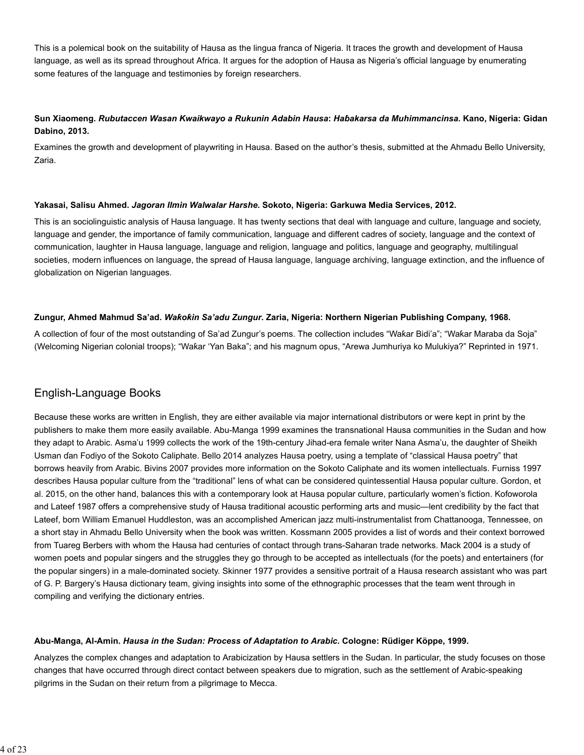This is a polemical book on the suitability of Hausa as the lingua franca of Nigeria. It traces the growth and development of Hausa language, as well as its spread throughout Africa. It argues for the adoption of Hausa as Nigeria's official language by enumerating some features of the language and testimonies by foreign researchers.

**Sun Xiaomeng. *Rubutaccen Wasan Kwaikwayo a Rukunin Adabin Hausa*: *Haɓakarsa da Muhimmancinsa*. Kano, Nigeria: Gidan Dabino, 2013.**

Examines the growth and development of playwriting in Hausa. Based on the author's thesis, submitted at the Ahmadu Bello University, Zaria.

**Yakasai, Salisu Ahmed. *Jagoran Ilmin Walwalar Harshe*. Sokoto, Nigeria: Garkuwa Media Services, 2012.**

This is an sociolinguistic analysis of Hausa language. It has twenty sections that deal with language and culture, language and society, language and gender, the importance of family communication, language and different cadres of society, language and the context of communication, laughter in Hausa language, language and religion, language and politics, language and geography, multilingual societies, modern influences on language, the spread of Hausa language, language archiving, language extinction, and the influence of globalization on Nigerian languages.

**Zungur, Ahmed Mahmud Sa'ad. *Waƙoƙin Sa'adu Zungur*. Zaria, Nigeria: Northern Nigerian Publishing Company, 1968.**

A collection of four of the most outstanding of Sa'ad Zungur's poems. The collection includes "Waƙar Bidi'a"; "Wakar Maraba da Soja" (Welcoming Nigerian colonial troops); "Wakar 'Yan Baka"; and his magnum opus, "Arewa Jumhuriya ko Mulukiya?" Reprinted in 1971.

## English-Language Books

Because these works are written in English, they are either available via major international distributors or were kept in print by the publishers to make them more easily available. Abu-Manga 1999 examines the transnational Hausa communities in the Sudan and how they adapt to Arabic. Asma'u 1999 collects the work of the 19th-century Jihad-era female writer Nana Asma'u, the daughter of Sheikh Usman ɗan Fodiyo of the Sokoto Caliphate. Bello 2014 analyzes Hausa poetry, using a template of "classical Hausa poetry" that borrows heavily from Arabic. Bivins 2007 provides more information on the Sokoto Caliphate and its women intellectuals. Furniss 1997 describes Hausa popular culture from the "traditional" lens of what can be considered quintessential Hausa popular culture. Gordon, et al. 2015, on the other hand, balances this with a contemporary look at Hausa popular culture, particularly women's fiction. Kofoworola and Lateef 1987 offers a comprehensive study of Hausa traditional acoustic performing arts and music—lent credibility by the fact that Lateef, born William Emanuel Huddleston, was an accomplished American jazz multi-instrumentalist from Chattanooga, Tennessee, on a short stay in Ahmadu Bello University when the book was written. Kossmann 2005 provides a list of words and their context borrowed from Tuareg Berbers with whom the Hausa had centuries of contact through trans-Saharan trade networks. Mack 2004 is a study of women poets and popular singers and the struggles they go through to be accepted as intellectuals (for the poets) and entertainers (for the popular singers) in a male-dominated society. Skinner 1977 provides a sensitive portrait of a Hausa research assistant who was part of G. P. Bargery's Hausa dictionary team, giving insights into some of the ethnographic processes that the team went through in compiling and verifying the dictionary entries.

**Abu-Manga, Al-Amin. *Hausa in the Sudan: Process of Adaptation to Arabic*. Cologne: Rüdiger Köppe, 1999.**

Analyzes the complex changes and adaptation to Arabicization by Hausa settlers in the Sudan. In particular, the study focuses on those changes that have occurred through direct contact between speakers due to migration, such as the settlement of Arabic-speaking pilgrims in the Sudan on their return from a pilgrimage to Mecca.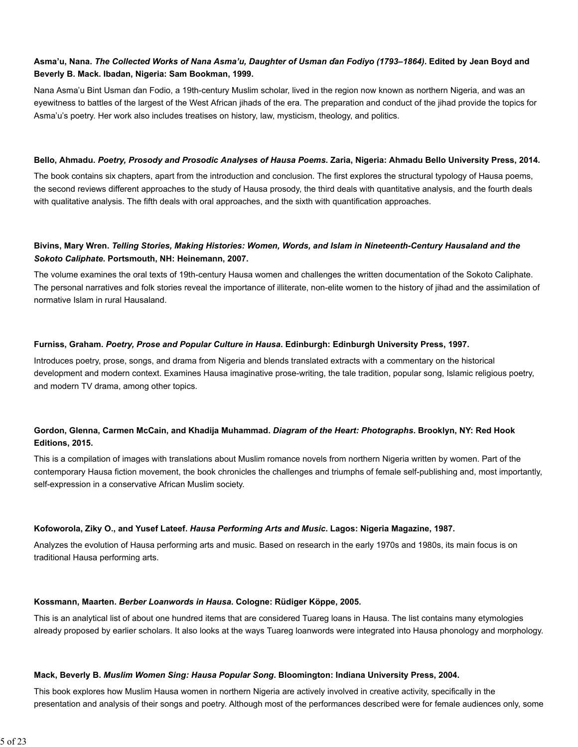**Asma'u, Nana. *The Collected Works of Nana Asma'u, Daughter of Usman ɗan Fodiyo (1793–1864)*. Edited by Jean Boyd and Beverly B. Mack. Ibadan, Nigeria: Sam Bookman, 1999.**

Nana Asma'u Bint Usman ɗan Fodio, a 19th-century Muslim scholar, lived in the region now known as northern Nigeria, and was an eyewitness to battles of the largest of the West African jihads of the era. The preparation and conduct of the jihad provide the topics for Asma'u's poetry. Her work also includes treatises on history, law, mysticism, theology, and politics.

**Bello, Ahmadu. *Poetry, Prosody and Prosodic Analyses of Hausa Poems*. Zaria, Nigeria: Ahmadu Bello University Press, 2014.**

The book contains six chapters, apart from the introduction and conclusion. The first explores the structural typology of Hausa poems, the second reviews different approaches to the study of Hausa prosody, the third deals with quantitative analysis, and the fourth deals with qualitative analysis. The fifth deals with oral approaches, and the sixth with quantification approaches.

**Bivins, Mary Wren. *Telling Stories, Making Histories: Women, Words, and Islam in Nineteenth-Century Hausaland and the Sokoto Caliphate*. Portsmouth, NH: Heinemann, 2007.**

The volume examines the oral texts of 19th-century Hausa women and challenges the written documentation of the Sokoto Caliphate. The personal narratives and folk stories reveal the importance of illiterate, non-elite women to the history of jihad and the assimilation of normative Islam in rural Hausaland.

**Furniss, Graham. *Poetry, Prose and Popular Culture in Hausa*. Edinburgh: Edinburgh University Press, 1997.**

Introduces poetry, prose, songs, and drama from Nigeria and blends translated extracts with a commentary on the historical development and modern context. Examines Hausa imaginative prose-writing, the tale tradition, popular song, Islamic religious poetry, and modern TV drama, among other topics.

**Gordon, Glenna, Carmen McCain, and Khadija Muhammad. *Diagram of the Heart: Photographs*. Brooklyn, NY: Red Hook Editions, 2015.**

This is a compilation of images with translations about Muslim romance novels from northern Nigeria written by women. Part of the contemporary Hausa fiction movement, the book chronicles the challenges and triumphs of female self-publishing and, most importantly, self-expression in a conservative African Muslim society.

**Kofoworola, Ziky O., and Yusef Lateef. *Hausa Performing Arts and Music*. Lagos: Nigeria Magazine, 1987.**

Analyzes the evolution of Hausa performing arts and music. Based on research in the early 1970s and 1980s, its main focus is on traditional Hausa performing arts.

**Kossmann, Maarten. *Berber Loanwords in Hausa*. Cologne: Rüdiger Köppe, 2005.**

This is an analytical list of about one hundred items that are considered Tuareg loans in Hausa. The list contains many etymologies already proposed by earlier scholars. It also looks at the ways Tuareg loanwords were integrated into Hausa phonology and morphology.

**Mack, Beverly B. *Muslim Women Sing: Hausa Popular Song*. Bloomington: Indiana University Press, 2004.**

This book explores how Muslim Hausa women in northern Nigeria are actively involved in creative activity, specifically in the presentation and analysis of their songs and poetry. Although most of the performances described were for female audiences only, some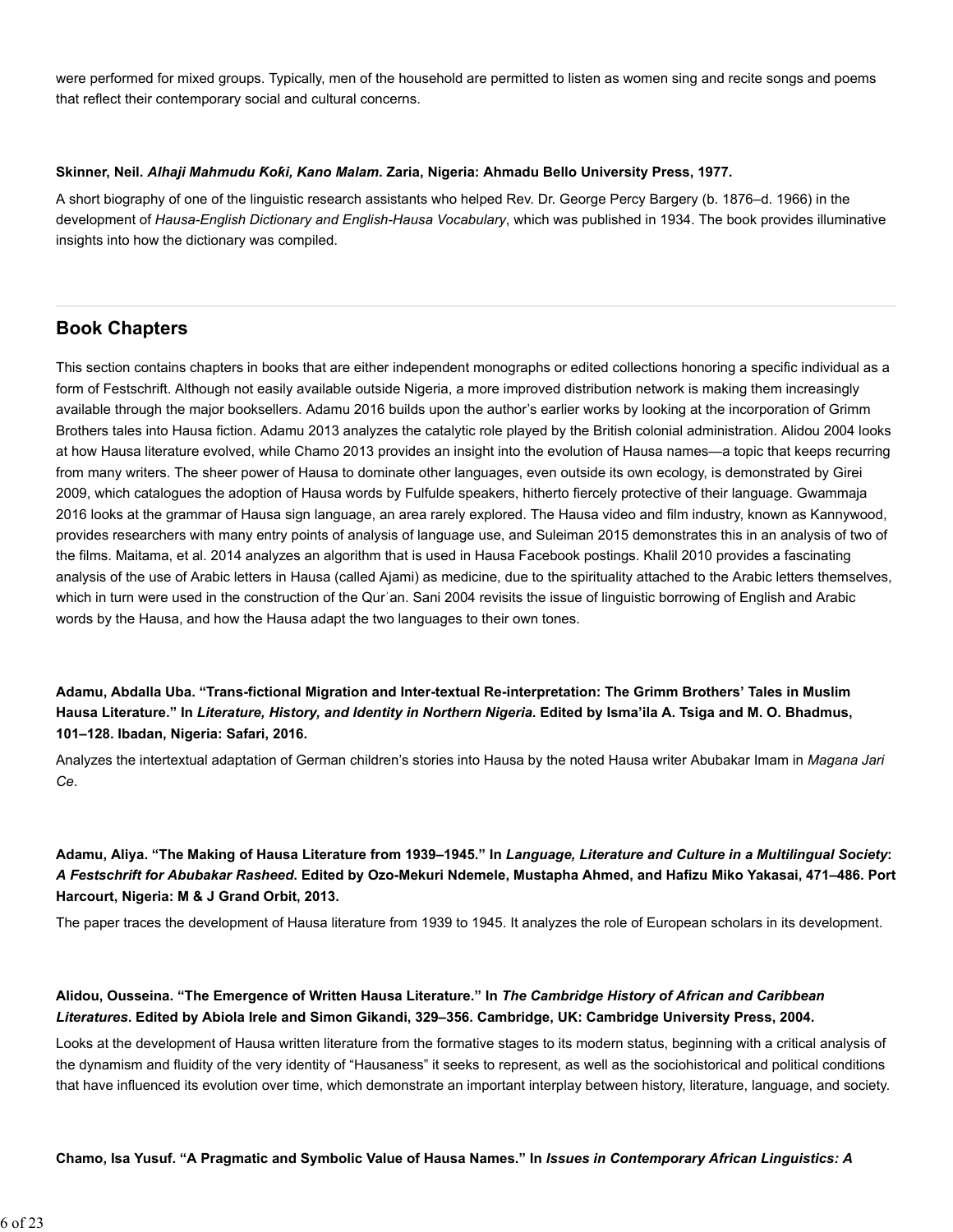were performed for mixed groups. Typically, men of the household are permitted to listen as women sing and recite songs and poems that reflect their contemporary social and cultural concerns.

**Skinner, Neil. *Alhaji Mahmudu Koƙi, Kano Malam*. Zaria, Nigeria: Ahmadu Bello University Press, 1977.**

A short biography of one of the linguistic research assistants who helped Rev. Dr. George Percy Bargery (b. 1876–d. 1966) in the development of *Hausa-English Dictionary and English-Hausa Vocabulary*, which was published in 1934. The book provides illuminative insights into how the dictionary was compiled.

## Book Chapters

This section contains chapters in books that are either independent monographs or edited collections honoring a specific individual as a form of Festschrift. Although not easily available outside Nigeria, a more improved distribution network is making them increasingly available through the major booksellers. Adamu 2016 builds upon the author's earlier works by looking at the incorporation of Grimm Brothers tales into Hausa fiction. Adamu 2013 analyzes the catalytic role played by the British colonial administration. Alidou 2004 looks at how Hausa literature evolved, while Chamo 2013 provides an insight into the evolution of Hausa names—a topic that keeps recurring from many writers. The sheer power of Hausa to dominate other languages, even outside its own ecology, is demonstrated by Girei 2009, which catalogues the adoption of Hausa words by Fulfulde speakers, hitherto fiercely protective of their language. Gwammaja 2016 looks at the grammar of Hausa sign language, an area rarely explored. The Hausa video and film industry, known as Kannywood, provides researchers with many entry points of analysis of language use, and Suleiman 2015 demonstrates this in an analysis of two of the films. Maitama, et al. 2014 analyzes an algorithm that is used in Hausa Facebook postings. Khalil 2010 provides a fascinating analysis of the use of Arabic letters in Hausa (called Ajami) as medicine, due to the spirituality attached to the Arabic letters themselves, which in turn were used in the construction of the Qurʾan. Sani 2004 revisits the issue of linguistic borrowing of English and Arabic words by the Hausa, and how the Hausa adapt the two languages to their own tones.

**Adamu, Abdalla Uba. "Trans-fictional Migration and Inter-textual Re-interpretation: The Grimm Brothers' Tales in Muslim Hausa Literature." In *Literature, History, and Identity in Northern Nigeria*. Edited by Isma'ila A. Tsiga and M. O. Bhadmus, 101–128. Ibadan, Nigeria: Safari, 2016.**

Analyzes the intertextual adaptation of German children's stories into Hausa by the noted Hausa writer Abubakar Imam in *Magana Jari Ce*.

**Adamu, Aliya. "The Making of Hausa Literature from 1939–1945." In *Language, Literature and Culture in a Multilingual Society*: *A Festschrift for Abubakar Rasheed*. Edited by Ozo-Mekuri Ndemele, Mustapha Ahmed, and Hafizu Miko Yakasai, 471–486. Port Harcourt, Nigeria: M & J Grand Orbit, 2013.**

The paper traces the development of Hausa literature from 1939 to 1945. It analyzes the role of European scholars in its development.

**Alidou, Ousseina. "The Emergence of Written Hausa Literature." In *The Cambridge History of African and Caribbean Literatures*. Edited by Abiola Irele and Simon Gikandi, 329–356. Cambridge, UK: Cambridge University Press, 2004.**

Looks at the development of Hausa written literature from the formative stages to its modern status, beginning with a critical analysis of the dynamism and fluidity of the very identity of "Hausaness" it seeks to represent, as well as the sociohistorical and political conditions that have influenced its evolution over time, which demonstrate an important interplay between history, literature, language, and society.

**Chamo, Isa Yusuf. "A Pragmatic and Symbolic Value of Hausa Names." In *Issues in Contemporary African Linguistics: A***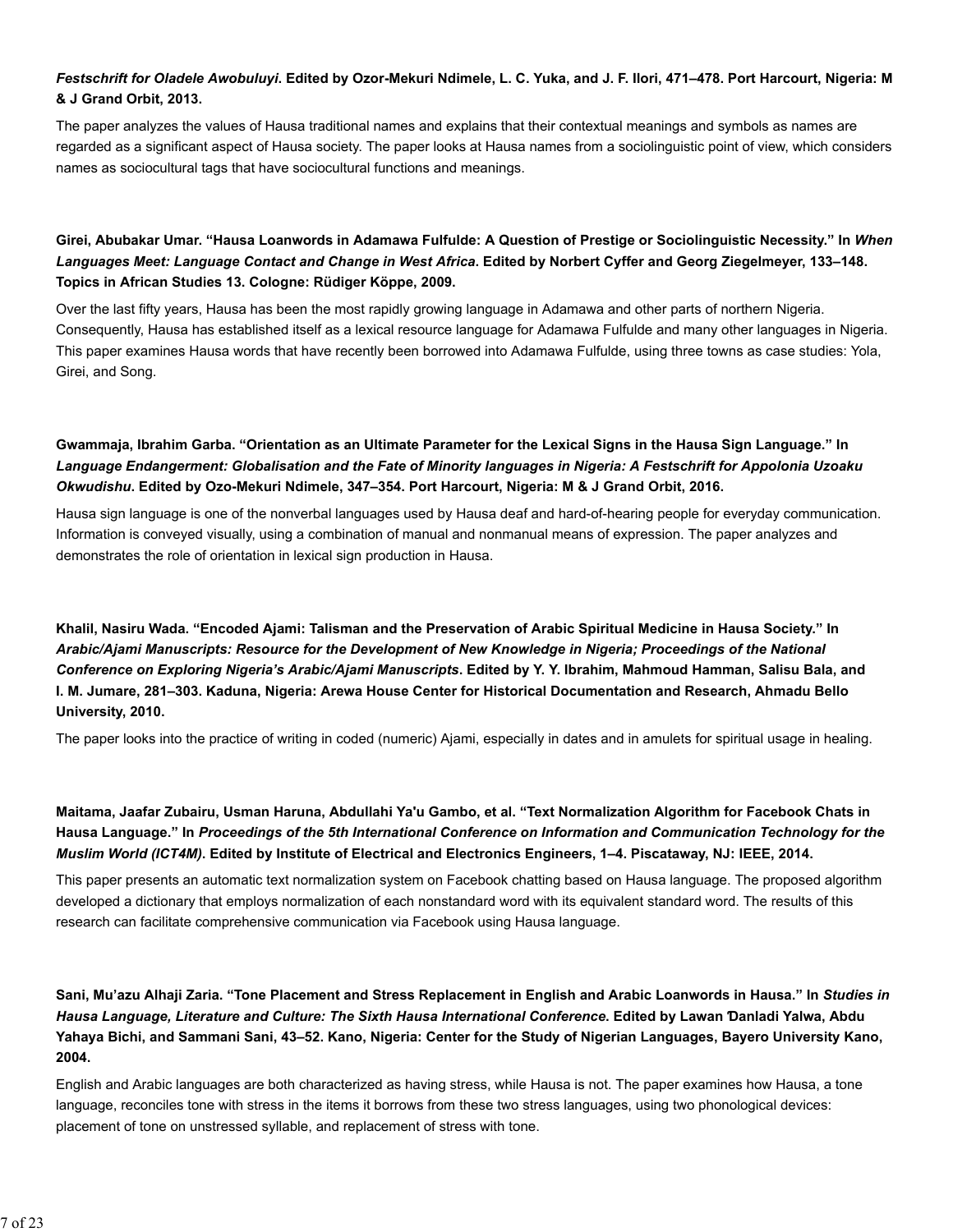***Festschrift for Oladele Awobuluyi*. Edited by Ozor-Mekuri Ndimele, L. C. Yuka, and J. F. Ilori, 471–478. Port Harcourt, Nigeria: M & J Grand Orbit, 2013.**

The paper analyzes the values of Hausa traditional names and explains that their contextual meanings and symbols as names are regarded as a significant aspect of Hausa society. The paper looks at Hausa names from a sociolinguistic point of view, which considers names as sociocultural tags that have sociocultural functions and meanings.

**Girei, Abubakar Umar. "Hausa Loanwords in Adamawa Fulfulde: A Question of Prestige or Sociolinguistic Necessity." In *When Languages Meet: Language Contact and Change in West Africa*. Edited by Norbert Cyffer and Georg Ziegelmeyer, 133–148. Topics in African Studies 13. Cologne: Rüdiger Köppe, 2009.**

Over the last fifty years, Hausa has been the most rapidly growing language in Adamawa and other parts of northern Nigeria. Consequently, Hausa has established itself as a lexical resource language for Adamawa Fulfulde and many other languages in Nigeria. This paper examines Hausa words that have recently been borrowed into Adamawa Fulfulde, using three towns as case studies: Yola, Girei, and Song.

**Gwammaja, Ibrahim Garba. "Orientation as an Ultimate Parameter for the Lexical Signs in the Hausa Sign Language." In *Language Endangerment: Globalisation and the Fate of Minority languages in Nigeria: A Festschrift for Appolonia Uzoaku Okwudishu*. Edited by Ozo-Mekuri Ndimele, 347–354. Port Harcourt, Nigeria: M & J Grand Orbit, 2016.**

Hausa sign language is one of the nonverbal languages used by Hausa deaf and hard-of-hearing people for everyday communication. Information is conveyed visually, using a combination of manual and nonmanual means of expression. The paper analyzes and demonstrates the role of orientation in lexical sign production in Hausa.

**Khalil, Nasiru Wada. "Encoded Ajami: Talisman and the Preservation of Arabic Spiritual Medicine in Hausa Society." In *Arabic/Ajami Manuscripts: Resource for the Development of New Knowledge in Nigeria; Proceedings of the National Conference on Exploring Nigeria's Arabic/Ajami Manuscripts*. Edited by Y. Y. Ibrahim, Mahmoud Hamman, Salisu Bala, and I. M. Jumare, 281–303. Kaduna, Nigeria: Arewa House Center for Historical Documentation and Research, Ahmadu Bello University, 2010.**

The paper looks into the practice of writing in coded (numeric) Ajami, especially in dates and in amulets for spiritual usage in healing.

**Maitama, Jaafar Zubairu, Usman Haruna, Abdullahi Ya'u Gambo, et al. "Text Normalization Algorithm for Facebook Chats in Hausa Language." In *Proceedings of the 5th International Conference on Information and Communication Technology for the Muslim World (ICT4M)*. Edited by Institute of Electrical and Electronics Engineers, 1–4. Piscataway, NJ: IEEE, 2014.**

This paper presents an automatic text normalization system on Facebook chatting based on Hausa language. The proposed algorithm developed a dictionary that employs normalization of each nonstandard word with its equivalent standard word. The results of this research can facilitate comprehensive communication via Facebook using Hausa language.

**Sani, Mu'azu Alhaji Zaria. "Tone Placement and Stress Replacement in English and Arabic Loanwords in Hausa." In *Studies in Hausa Language, Literature and Culture: The Sixth Hausa International Conference*. Edited by Lawan Ɗanladi Yalwa, Abdu Yahaya Bichi, and Sammani Sani, 43–52. Kano, Nigeria: Center for the Study of Nigerian Languages, Bayero University Kano, 2004.**

English and Arabic languages are both characterized as having stress, while Hausa is not. The paper examines how Hausa, a tone language, reconciles tone with stress in the items it borrows from these two stress languages, using two phonological devices: placement of tone on unstressed syllable, and replacement of stress with tone.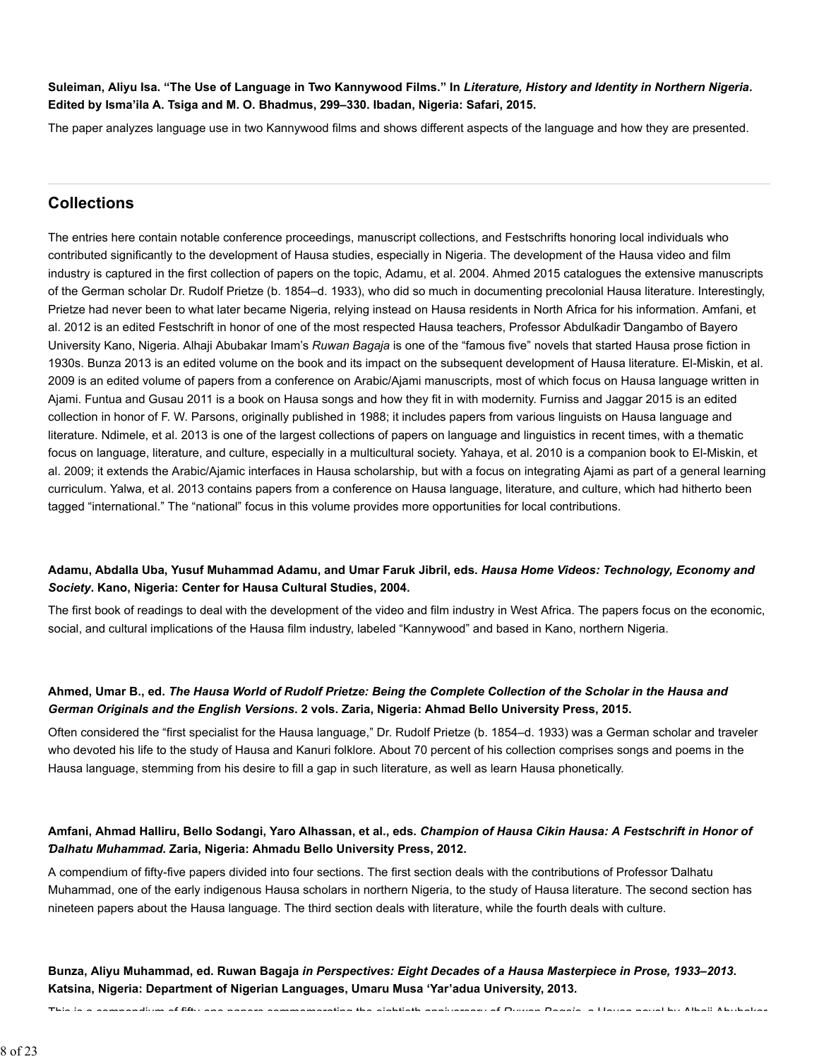**Suleiman, Aliyu Isa. "The Use of Language in Two Kannywood Films." In *Literature, History and Identity in Northern Nigeria*. Edited by Isma'ila A. Tsiga and M. O. Bhadmus, 299–330. Ibadan, Nigeria: Safari, 2015.**

The paper analyzes language use in two Kannywood films and shows different aspects of the language and how they are presented.

## Collections

The entries here contain notable conference proceedings, manuscript collections, and Festschrifts honoring local individuals who contributed significantly to the development of Hausa studies, especially in Nigeria. The development of the Hausa video and film industry is captured in the first collection of papers on the topic, Adamu, et al. 2004. Ahmed 2015 catalogues the extensive manuscripts of the German scholar Dr. Rudolf Prietze (b. 1854–d. 1933), who did so much in documenting precolonial Hausa literature. Interestingly, Prietze had never been to what later became Nigeria, relying instead on Hausa residents in North Africa for his information. Amfani, et al. 2012 is an edited Festschrift in honor of one of the most respected Hausa teachers, Professor Abdulƙadir Ɗangambo of Bayero University Kano, Nigeria. Alhaji Abubakar Imam's *Ruwan Bagaja* is one of the "famous five" novels that started Hausa prose fiction in 1930s. Bunza 2013 is an edited volume on the book and its impact on the subsequent development of Hausa literature. El-Miskin, et al. 2009 is an edited volume of papers from a conference on Arabic/Ajami manuscripts, most of which focus on Hausa language written in Ajami. Funtua and Gusau 2011 is a book on Hausa songs and how they fit in with modernity. Furniss and Jaggar 2015 is an edited collection in honor of F. W. Parsons, originally published in 1988; it includes papers from various linguists on Hausa language and literature. Ndimele, et al. 2013 is one of the largest collections of papers on language and linguistics in recent times, with a thematic focus on language, literature, and culture, especially in a multicultural society. Yahaya, et al. 2010 is a companion book to El-Miskin, et al. 2009; it extends the Arabic/Ajamic interfaces in Hausa scholarship, but with a focus on integrating Ajami as part of a general learning curriculum. Yalwa, et al. 2013 contains papers from a conference on Hausa language, literature, and culture, which had hitherto been tagged "international." The "national" focus in this volume provides more opportunities for local contributions.

**Adamu, Abdalla Uba, Yusuf Muhammad Adamu, and Umar Faruk Jibril, eds. *Hausa Home Videos: Technology, Economy and Society*. Kano, Nigeria: Center for Hausa Cultural Studies, 2004.**

The first book of readings to deal with the development of the video and film industry in West Africa. The papers focus on the economic, social, and cultural implications of the Hausa film industry, labeled "Kannywood" and based in Kano, northern Nigeria.

**Ahmed, Umar B., ed. *The Hausa World of Rudolf Prietze: Being the Complete Collection of the Scholar in the Hausa and German Originals and the English Versions*. 2 vols. Zaria, Nigeria: Ahmad Bello University Press, 2015.**

Often considered the "first specialist for the Hausa language," Dr. Rudolf Prietze (b. 1854–d. 1933) was a German scholar and traveler who devoted his life to the study of Hausa and Kanuri folklore. About 70 percent of his collection comprises songs and poems in the Hausa language, stemming from his desire to fill a gap in such literature, as well as learn Hausa phonetically.

**Amfani, Ahmad Halliru, Bello Sodangi, Yaro Alhassan, et al., eds. *Champion of Hausa Cikin Hausa: A Festschrift in Honor of Ɗalhatu Muhammad*. Zaria, Nigeria: Ahmadu Bello University Press, 2012.**

A compendium of fifty-five papers divided into four sections. The first section deals with the contributions of Professor Ɗalhatu Muhammad, one of the early indigenous Hausa scholars in northern Nigeria, to the study of Hausa literature. The second section has nineteen papers about the Hausa language. The third section deals with literature, while the fourth deals with culture.

**Bunza, Aliyu Muhammad, ed. Ruwan Bagaja *in Perspectives: Eight Decades of a Hausa Masterpiece in Prose, 1933–2013*. Katsina, Nigeria: Department of Nigerian Languages, Umaru Musa 'Yar'adua University, 2013.**

This is a compendium of fifty-one papers commemorating the eightieth anniversary of *Ruwan Bagaja*, a Hausa novel by Alhaji Abubakar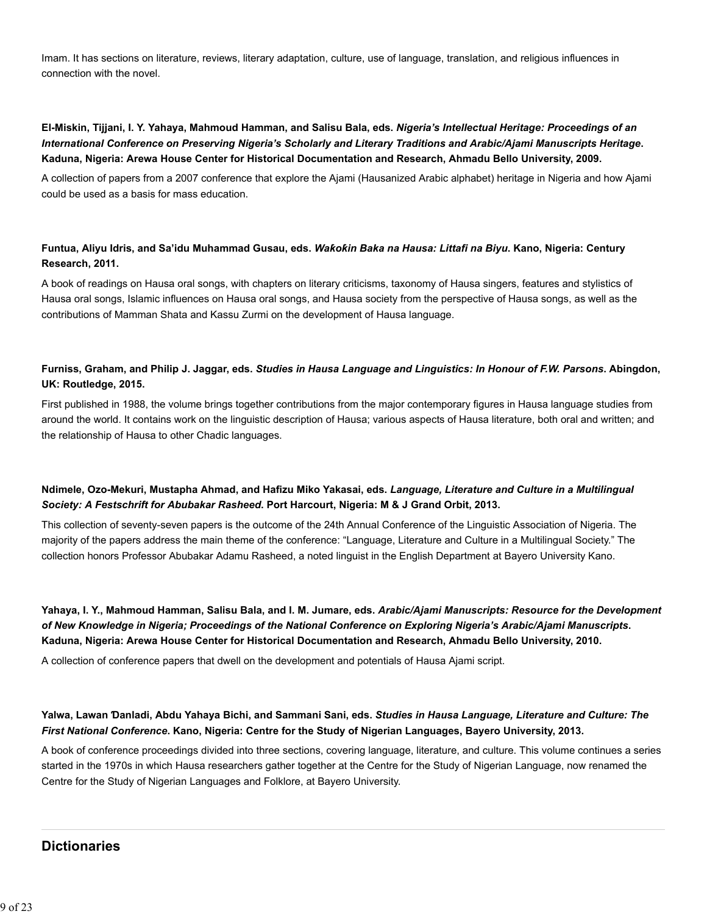Imam. It has sections on literature, reviews, literary adaptation, culture, use of language, translation, and religious influences in connection with the novel.

**El-Miskin, Tijjani, I. Y. Yahaya, Mahmoud Hamman, and Salisu Bala, eds.** ***Nigeria's Intellectual Heritage: Proceedings of an International Conference on Preserving Nigeria's Scholarly and Literary Traditions and Arabic/Ajami Manuscripts Heritage*****. Kaduna, Nigeria: Arewa House Center for Historical Documentation and Research, Ahmadu Bello University, 2009.**

A collection of papers from a 2007 conference that explore the Ajami (Hausanized Arabic alphabet) heritage in Nigeria and how Ajami could be used as a basis for mass education.

**Funtua, Aliyu Idris, and Sa'idu Muhammad Gusau, eds.** ***Waƙoƙin Baka na Hausa: Littafi na Biyu*****. Kano, Nigeria: Century Research, 2011.**

A book of readings on Hausa oral songs, with chapters on literary criticisms, taxonomy of Hausa singers, features and stylistics of Hausa oral songs, Islamic influences on Hausa oral songs, and Hausa society from the perspective of Hausa songs, as well as the contributions of Mamman Shata and Kassu Zurmi on the development of Hausa language.

**Furniss, Graham, and Philip J. Jaggar, eds.** ***Studies in Hausa Language and Linguistics: In Honour of F.W. Parsons*****. Abingdon, UK: Routledge, 2015.**

First published in 1988, the volume brings together contributions from the major contemporary figures in Hausa language studies from around the world. It contains work on the linguistic description of Hausa; various aspects of Hausa literature, both oral and written; and the relationship of Hausa to other Chadic languages.

**Ndimele, Ozo-Mekuri, Mustapha Ahmad, and Hafizu Miko Yakasai, eds.** ***Language, Literature and Culture in a Multilingual Society: A Festschrift for Abubakar Rasheed*****. Port Harcourt, Nigeria: M & J Grand Orbit, 2013.**

This collection of seventy-seven papers is the outcome of the 24th Annual Conference of the Linguistic Association of Nigeria. The majority of the papers address the main theme of the conference: "Language, Literature and Culture in a Multilingual Society." The collection honors Professor Abubakar Adamu Rasheed, a noted linguist in the English Department at Bayero University Kano.

**Yahaya, I. Y., Mahmoud Hamman, Salisu Bala, and I. M. Jumare, eds.** ***Arabic/Ajami Manuscripts: Resource for the Development of New Knowledge in Nigeria; Proceedings of the National Conference on Exploring Nigeria's Arabic/Ajami Manuscripts*****. Kaduna, Nigeria: Arewa House Center for Historical Documentation and Research, Ahmadu Bello University, 2010.**

A collection of conference papers that dwell on the development and potentials of Hausa Ajami script.

**Yalwa, Lawan Ɗanladi, Abdu Yahaya Bichi, and Sammani Sani, eds.** ***Studies in Hausa Language, Literature and Culture: The First National Conference*****. Kano, Nigeria: Centre for the Study of Nigerian Languages, Bayero University, 2013.**

A book of conference proceedings divided into three sections, covering language, literature, and culture. This volume continues a series started in the 1970s in which Hausa researchers gather together at the Centre for the Study of Nigerian Language, now renamed the Centre for the Study of Nigerian Languages and Folklore, at Bayero University.

## Dictionaries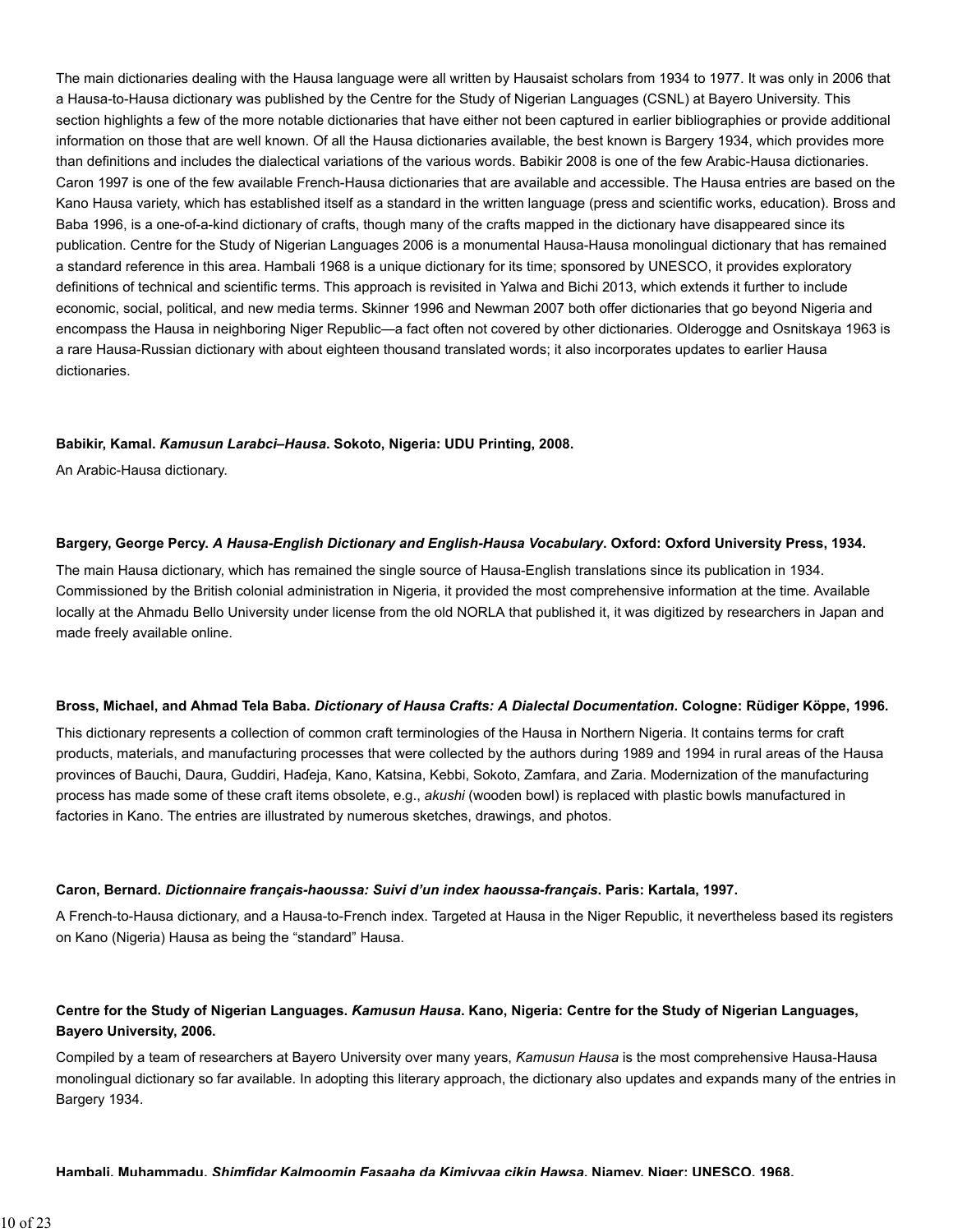The main dictionaries dealing with the Hausa language were all written by Hausaist scholars from 1934 to 1977. It was only in 2006 that a Hausa-to-Hausa dictionary was published by the Centre for the Study of Nigerian Languages (CSNL) at Bayero University. This section highlights a few of the more notable dictionaries that have either not been captured in earlier bibliographies or provide additional information on those that are well known. Of all the Hausa dictionaries available, the best known is Bargery 1934, which provides more than definitions and includes the dialectical variations of the various words. Babikir 2008 is one of the few Arabic-Hausa dictionaries. Caron 1997 is one of the few available French-Hausa dictionaries that are available and accessible. The Hausa entries are based on the Kano Hausa variety, which has established itself as a standard in the written language (press and scientific works, education). Bross and Baba 1996, is a one-of-a-kind dictionary of crafts, though many of the crafts mapped in the dictionary have disappeared since its publication. Centre for the Study of Nigerian Languages 2006 is a monumental Hausa-Hausa monolingual dictionary that has remained a standard reference in this area. Hambali 1968 is a unique dictionary for its time; sponsored by UNESCO, it provides exploratory definitions of technical and scientific terms. This approach is revisited in Yalwa and Bichi 2013, which extends it further to include economic, social, political, and new media terms. Skinner 1996 and Newman 2007 both offer dictionaries that go beyond Nigeria and encompass the Hausa in neighboring Niger Republic—a fact often not covered by other dictionaries. Olderogge and Osnitskaya 1963 is a rare Hausa-Russian dictionary with about eighteen thousand translated words; it also incorporates updates to earlier Hausa dictionaries.

**Babikir, Kamal. *Kamusun Larabci–Hausa*. Sokoto, Nigeria: UDU Printing, 2008.**

An Arabic-Hausa dictionary.

**Bargery, George Percy. *A Hausa-English Dictionary and English-Hausa Vocabulary*. Oxford: Oxford University Press, 1934.**

The main Hausa dictionary, which has remained the single source of Hausa-English translations since its publication in 1934. Commissioned by the British colonial administration in Nigeria, it provided the most comprehensive information at the time. Available locally at the Ahmadu Bello University under license from the old NORLA that published it, it was digitized by researchers in Japan and made freely available online.

**Bross, Michael, and Ahmad Tela Baba. *Dictionary of Hausa Crafts: A Dialectal Documentation*. Cologne: Rüdiger Köppe, 1996.**

This dictionary represents a collection of common craft terminologies of the Hausa in Northern Nigeria. It contains terms for craft products, materials, and manufacturing processes that were collected by the authors during 1989 and 1994 in rural areas of the Hausa provinces of Bauchi, Daura, Guddiri, Haɗeja, Kano, Katsina, Kebbi, Sokoto, Zamfara, and Zaria. Modernization of the manufacturing process has made some of these craft items obsolete, e.g., *akushi* (wooden bowl) is replaced with plastic bowls manufactured in factories in Kano. The entries are illustrated by numerous sketches, drawings, and photos.

**Caron, Bernard. *Dictionnaire français-haoussa: Suivi d'un index haoussa-français*. Paris: Kartala, 1997.**

A French-to-Hausa dictionary, and a Hausa-to-French index. Targeted at Hausa in the Niger Republic, it nevertheless based its registers on Kano (Nigeria) Hausa as being the "standard" Hausa.

**Centre for the Study of Nigerian Languages. *Kamusun Hausa*. Kano, Nigeria: Centre for the Study of Nigerian Languages, Bayero University, 2006.**

Compiled by a team of researchers at Bayero University over many years, *Kamusun Hausa* is the most comprehensive Hausa-Hausa monolingual dictionary so far available. In adopting this literary approach, the dictionary also updates and expands many of the entries in Bargery 1934.

**Hambali, Muhammadu. *Shimfidar Kalmoomin Fasaaha da Kimiyyaa cikin Hawsa*. Niamey, Niger: UNESCO, 1968.**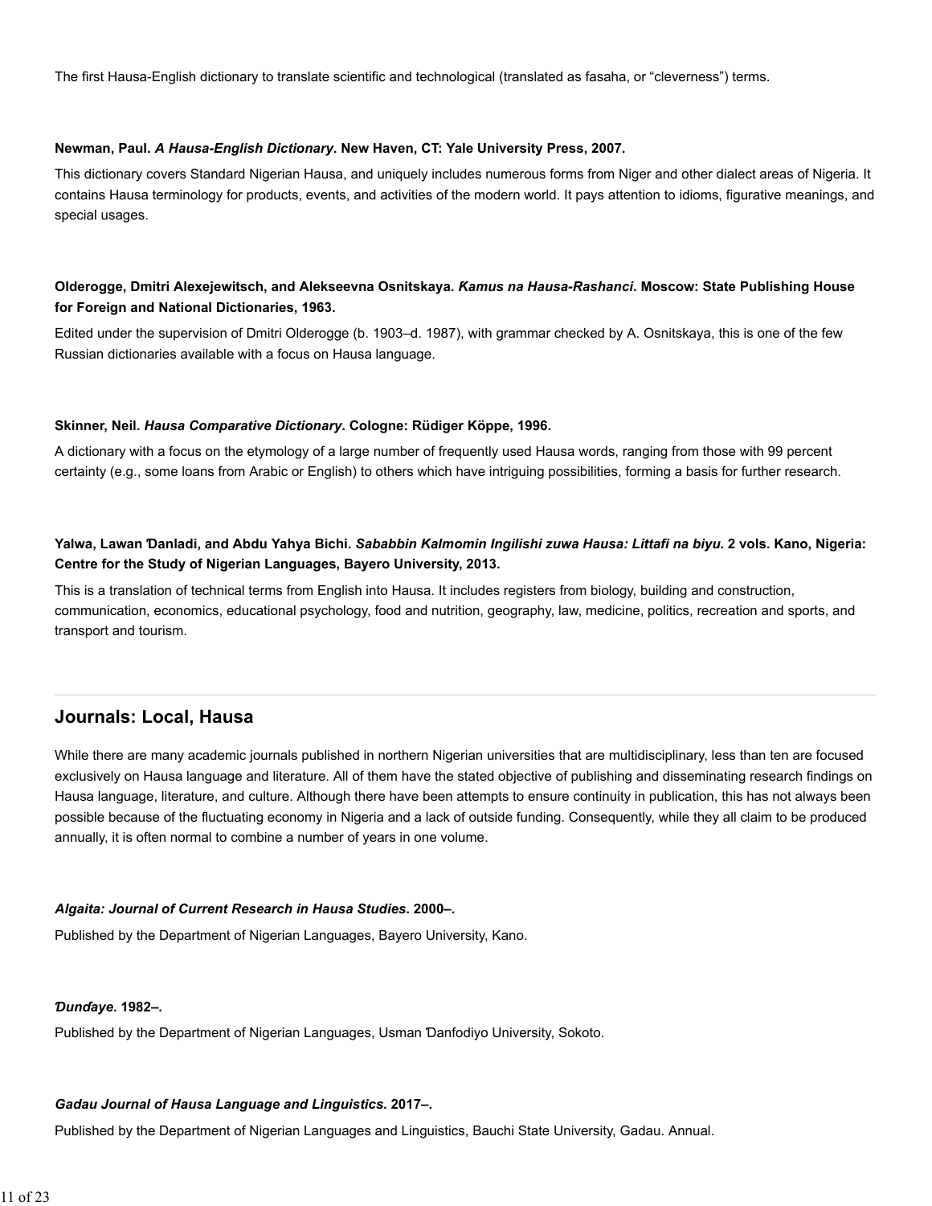The first Hausa-English dictionary to translate scientific and technological (translated as fasaha, or "cleverness") terms.

**Newman, Paul. *A Hausa-English Dictionary*. New Haven, CT: Yale University Press, 2007.**

This dictionary covers Standard Nigerian Hausa, and uniquely includes numerous forms from Niger and other dialect areas of Nigeria. It contains Hausa terminology for products, events, and activities of the modern world. It pays attention to idioms, figurative meanings, and special usages.

**Olderogge, Dmitri Alexejewitsch, and Alekseevna Osnitskaya. *Kamus na Hausa-Rashanci*. Moscow: State Publishing House for Foreign and National Dictionaries, 1963.**

Edited under the supervision of Dmitri Olderogge (b. 1903–d. 1987), with grammar checked by A. Osnitskaya, this is one of the few Russian dictionaries available with a focus on Hausa language.

**Skinner, Neil. *Hausa Comparative Dictionary*. Cologne: Rüdiger Köppe, 1996.**

A dictionary with a focus on the etymology of a large number of frequently used Hausa words, ranging from those with 99 percent certainty (e.g., some loans from Arabic or English) to others which have intriguing possibilities, forming a basis for further research.

**Yalwa, Lawan Ɗanladi, and Abdu Yahya Bichi. *Sababbin Kalmomin Ingilishi zuwa Hausa: Littafi na biyu*. 2 vols. Kano, Nigeria: Centre for the Study of Nigerian Languages, Bayero University, 2013.**

This is a translation of technical terms from English into Hausa. It includes registers from biology, building and construction, communication, economics, educational psychology, food and nutrition, geography, law, medicine, politics, recreation and sports, and transport and tourism.

## Journals: Local, Hausa

While there are many academic journals published in northern Nigerian universities that are multidisciplinary, less than ten are focused exclusively on Hausa language and literature. All of them have the stated objective of publishing and disseminating research findings on Hausa language, literature, and culture. Although there have been attempts to ensure continuity in publication, this has not always been possible because of the fluctuating economy in Nigeria and a lack of outside funding. Consequently, while they all claim to be produced annually, it is often normal to combine a number of years in one volume.

***Algaita: Journal of Current Research in Hausa Studies*. 2000–.**

Published by the Department of Nigerian Languages, Bayero University, Kano.

***Ɗunɗaye*. 1982–.**

Published by the Department of Nigerian Languages, Usman Ɗanfodiyo University, Sokoto.

***Gadau Journal of Hausa Language and Linguistics*. 2017–.**

Published by the Department of Nigerian Languages and Linguistics, Bauchi State University, Gadau. Annual.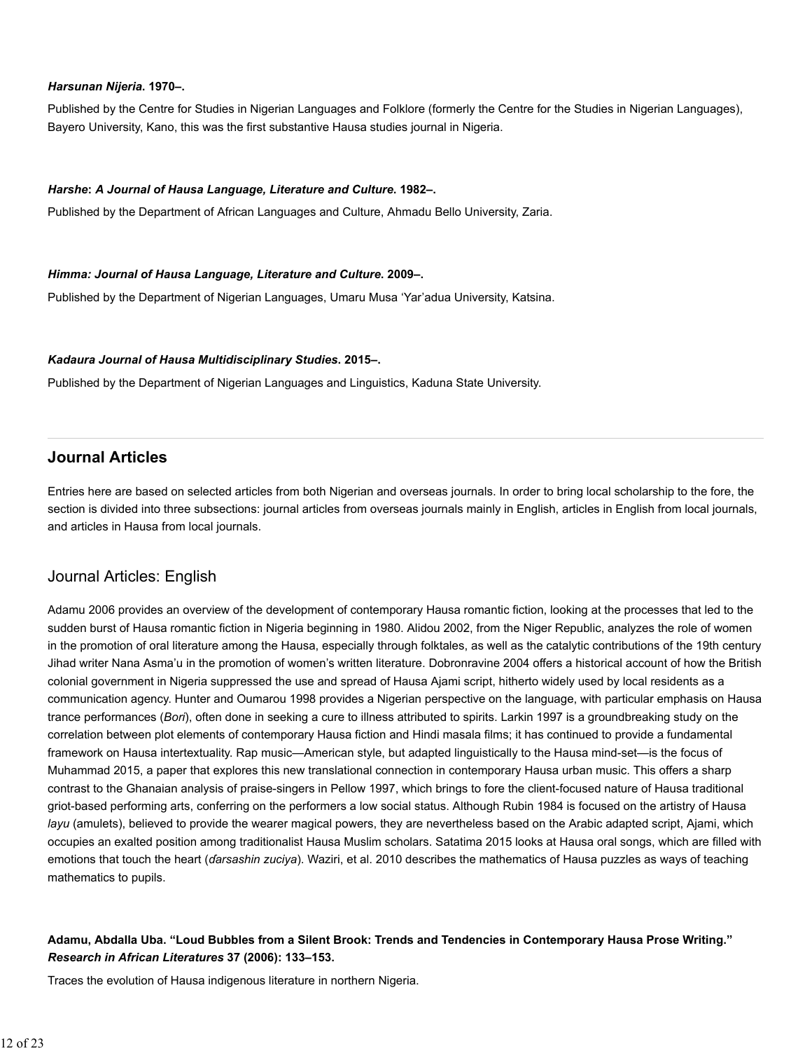***Harsunan Nijeria*. 1970–.**

Published by the Centre for Studies in Nigerian Languages and Folklore (formerly the Centre for the Studies in Nigerian Languages), Bayero University, Kano, this was the first substantive Hausa studies journal in Nigeria.

***Harshe*: *A Journal of Hausa Language, Literature and Culture*. 1982–.**

Published by the Department of African Languages and Culture, Ahmadu Bello University, Zaria.

***Himma: Journal of Hausa Language, Literature and Culture*. 2009–.**

Published by the Department of Nigerian Languages, Umaru Musa 'Yar'adua University, Katsina.

***Kadaura Journal of Hausa Multidisciplinary Studies*. 2015–.**

Published by the Department of Nigerian Languages and Linguistics, Kaduna State University.

## Journal Articles

Entries here are based on selected articles from both Nigerian and overseas journals. In order to bring local scholarship to the fore, the section is divided into three subsections: journal articles from overseas journals mainly in English, articles in English from local journals, and articles in Hausa from local journals.

### Journal Articles: English

Adamu 2006 provides an overview of the development of contemporary Hausa romantic fiction, looking at the processes that led to the sudden burst of Hausa romantic fiction in Nigeria beginning in 1980. Alidou 2002, from the Niger Republic, analyzes the role of women in the promotion of oral literature among the Hausa, especially through folktales, as well as the catalytic contributions of the 19th century Jihad writer Nana Asma'u in the promotion of women's written literature. Dobronravine 2004 offers a historical account of how the British colonial government in Nigeria suppressed the use and spread of Hausa Ajami script, hitherto widely used by local residents as a communication agency. Hunter and Oumarou 1998 provides a Nigerian perspective on the language, with particular emphasis on Hausa trance performances (*Bori*), often done in seeking a cure to illness attributed to spirits. Larkin 1997 is a groundbreaking study on the correlation between plot elements of contemporary Hausa fiction and Hindi masala films; it has continued to provide a fundamental framework on Hausa intertextuality. Rap music—American style, but adapted linguistically to the Hausa mind-set—is the focus of Muhammad 2015, a paper that explores this new translational connection in contemporary Hausa urban music. This offers a sharp contrast to the Ghanaian analysis of praise-singers in Pellow 1997, which brings to fore the client-focused nature of Hausa traditional griot-based performing arts, conferring on the performers a low social status. Although Rubin 1984 is focused on the artistry of Hausa *layu* (amulets), believed to provide the wearer magical powers, they are nevertheless based on the Arabic adapted script, Ajami, which occupies an exalted position among traditionalist Hausa Muslim scholars. Satatima 2015 looks at Hausa oral songs, which are filled with emotions that touch the heart (*ɗarsashin zuciya*). Waziri, et al. 2010 describes the mathematics of Hausa puzzles as ways of teaching mathematics to pupils.

**Adamu, Abdalla Uba. "Loud Bubbles from a Silent Brook: Trends and Tendencies in Contemporary Hausa Prose Writing." *Research in African Literatures* 37 (2006): 133–153.**

Traces the evolution of Hausa indigenous literature in northern Nigeria.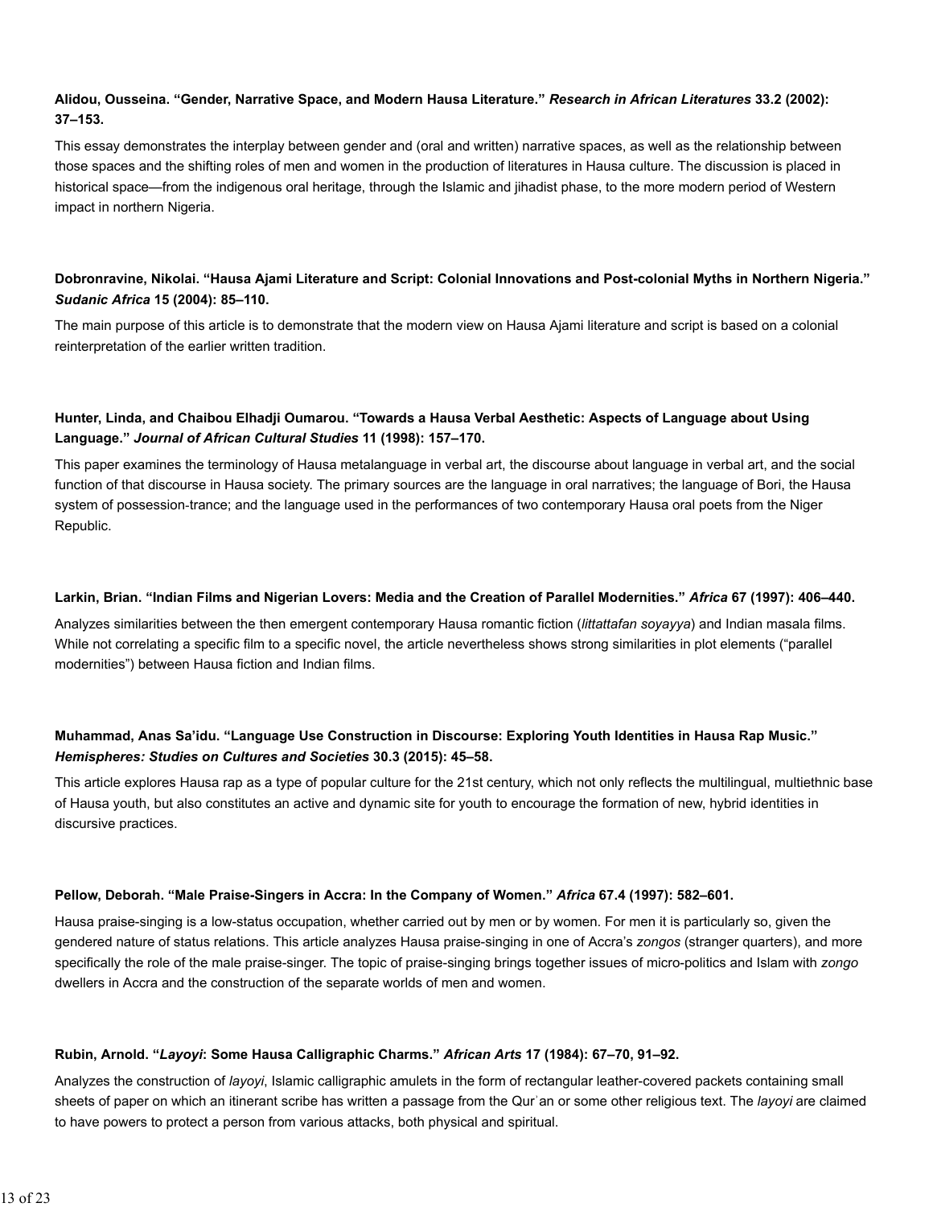**Alidou, Ousseina. "Gender, Narrative Space, and Modern Hausa Literature."** ***Research in African Literatures*** **33.2 (2002): 37–153.**

This essay demonstrates the interplay between gender and (oral and written) narrative spaces, as well as the relationship between those spaces and the shifting roles of men and women in the production of literatures in Hausa culture. The discussion is placed in historical space—from the indigenous oral heritage, through the Islamic and jihadist phase, to the more modern period of Western impact in northern Nigeria.

**Dobronravine, Nikolai. "Hausa Ajami Literature and Script: Colonial Innovations and Post-colonial Myths in Northern Nigeria."** ***Sudanic Africa*** **15 (2004): 85–110.**

The main purpose of this article is to demonstrate that the modern view on Hausa Ajami literature and script is based on a colonial reinterpretation of the earlier written tradition.

**Hunter, Linda, and Chaibou Elhadji Oumarou. "Towards a Hausa Verbal Aesthetic: Aspects of Language about Using Language."** ***Journal of African Cultural Studies*** **11 (1998): 157–170.**

This paper examines the terminology of Hausa metalanguage in verbal art, the discourse about language in verbal art, and the social function of that discourse in Hausa society. The primary sources are the language in oral narratives; the language of Bori, the Hausa system of possession-trance; and the language used in the performances of two contemporary Hausa oral poets from the Niger Republic.

**Larkin, Brian. "Indian Films and Nigerian Lovers: Media and the Creation of Parallel Modernities."** ***Africa*** **67 (1997): 406–440.**

Analyzes similarities between the then emergent contemporary Hausa romantic fiction (*littattafan soyayya*) and Indian masala films. While not correlating a specific film to a specific novel, the article nevertheless shows strong similarities in plot elements ("parallel modernities") between Hausa fiction and Indian films.

**Muhammad, Anas Sa'idu. "Language Use Construction in Discourse: Exploring Youth Identities in Hausa Rap Music."** ***Hemispheres: Studies on Cultures and Societies*** **30.3 (2015): 45–58.**

This article explores Hausa rap as a type of popular culture for the 21st century, which not only reflects the multilingual, multiethnic base of Hausa youth, but also constitutes an active and dynamic site for youth to encourage the formation of new, hybrid identities in discursive practices.

**Pellow, Deborah. "Male Praise-Singers in Accra: In the Company of Women."** ***Africa*** **67.4 (1997): 582–601.**

Hausa praise-singing is a low-status occupation, whether carried out by men or by women. For men it is particularly so, given the gendered nature of status relations. This article analyzes Hausa praise-singing in one of Accra's *zongos* (stranger quarters), and more specifically the role of the male praise-singer. The topic of praise-singing brings together issues of micro-politics and Islam with *zongo* dwellers in Accra and the construction of the separate worlds of men and women.

**Rubin, Arnold. "*Layoyi*: Some Hausa Calligraphic Charms."** ***African Arts*** **17 (1984): 67–70, 91–92.**

Analyzes the construction of *layoyi*, Islamic calligraphic amulets in the form of rectangular leather-covered packets containing small sheets of paper on which an itinerant scribe has written a passage from the Qurʾan or some other religious text. The *layoyi* are claimed to have powers to protect a person from various attacks, both physical and spiritual.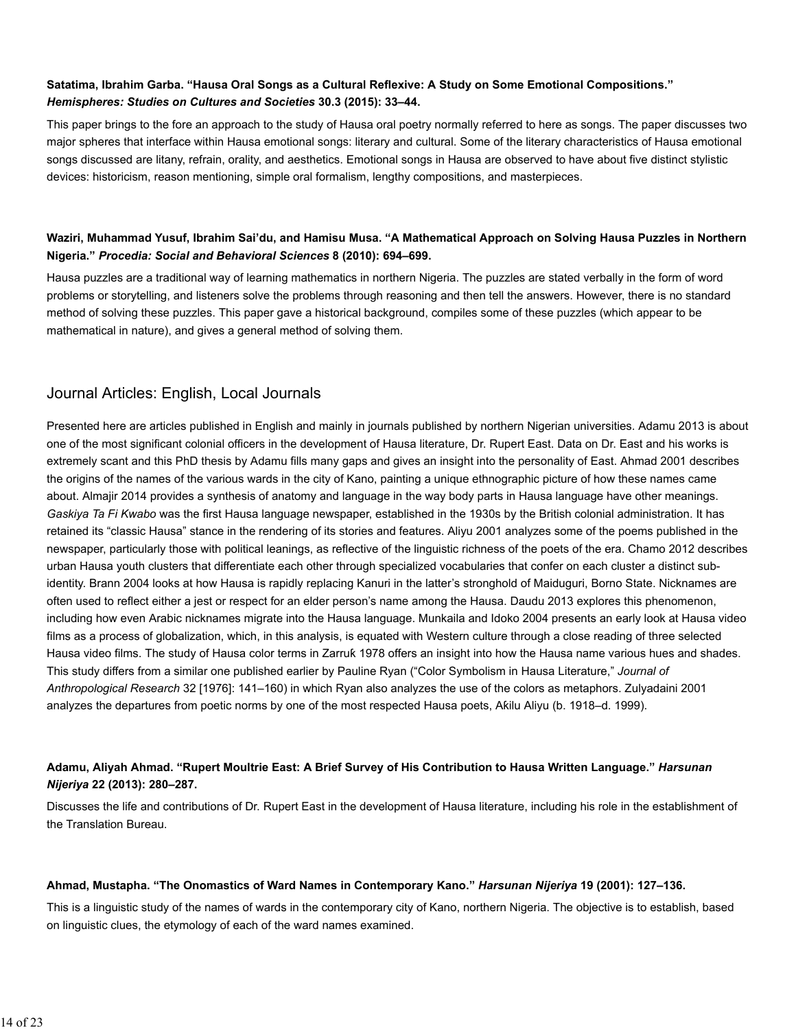**Satatima, Ibrahim Garba. "Hausa Oral Songs as a Cultural Reflexive: A Study on Some Emotional Compositions."** ***Hemispheres: Studies on Cultures and Societies*** **30.3 (2015): 33–44.**

This paper brings to the fore an approach to the study of Hausa oral poetry normally referred to here as songs. The paper discusses two major spheres that interface within Hausa emotional songs: literary and cultural. Some of the literary characteristics of Hausa emotional songs discussed are litany, refrain, orality, and aesthetics. Emotional songs in Hausa are observed to have about five distinct stylistic devices: historicism, reason mentioning, simple oral formalism, lengthy compositions, and masterpieces.

**Waziri, Muhammad Yusuf, Ibrahim Sai'du, and Hamisu Musa. "A Mathematical Approach on Solving Hausa Puzzles in Northern Nigeria."** ***Procedia: Social and Behavioral Sciences*** **8 (2010): 694–699.**

Hausa puzzles are a traditional way of learning mathematics in northern Nigeria. The puzzles are stated verbally in the form of word problems or storytelling, and listeners solve the problems through reasoning and then tell the answers. However, there is no standard method of solving these puzzles. This paper gave a historical background, compiles some of these puzzles (which appear to be mathematical in nature), and gives a general method of solving them.

## Journal Articles: English, Local Journals

Presented here are articles published in English and mainly in journals published by northern Nigerian universities. Adamu 2013 is about one of the most significant colonial officers in the development of Hausa literature, Dr. Rupert East. Data on Dr. East and his works is extremely scant and this PhD thesis by Adamu fills many gaps and gives an insight into the personality of East. Ahmad 2001 describes the origins of the names of the various wards in the city of Kano, painting a unique ethnographic picture of how these names came about. Almajir 2014 provides a synthesis of anatomy and language in the way body parts in Hausa language have other meanings. *Gaskiya Ta Fi Kwabo* was the first Hausa language newspaper, established in the 1930s by the British colonial administration. It has retained its "classic Hausa" stance in the rendering of its stories and features. Aliyu 2001 analyzes some of the poems published in the newspaper, particularly those with political leanings, as reflective of the linguistic richness of the poets of the era. Chamo 2012 describes urban Hausa youth clusters that differentiate each other through specialized vocabularies that confer on each cluster a distinct sub-identity. Brann 2004 looks at how Hausa is rapidly replacing Kanuri in the latter's stronghold of Maiduguri, Borno State. Nicknames are often used to reflect either a jest or respect for an elder person's name among the Hausa. Daudu 2013 explores this phenomenon, including how even Arabic nicknames migrate into the Hausa language. Munkaila and Idoko 2004 presents an early look at Hausa video films as a process of globalization, which, in this analysis, is equated with Western culture through a close reading of three selected Hausa video films. The study of Hausa color terms in Zarruk 1978 offers an insight into how the Hausa name various hues and shades. This study differs from a similar one published earlier by Pauline Ryan ("Color Symbolism in Hausa Literature," *Journal of Anthropological Research* 32 [1976]: 141–160) in which Ryan also analyzes the use of the colors as metaphors. Zulyadaini 2001 analyzes the departures from poetic norms by one of the most respected Hausa poets, Akilu Aliyu (b. 1918–d. 1999).

**Adamu, Aliyah Ahmad. "Rupert Moultrie East: A Brief Survey of His Contribution to Hausa Written Language."** ***Harsunan Nijeriya*** **22 (2013): 280–287.**

Discusses the life and contributions of Dr. Rupert East in the development of Hausa literature, including his role in the establishment of the Translation Bureau.

**Ahmad, Mustapha. "The Onomastics of Ward Names in Contemporary Kano."** ***Harsunan Nijeriya*** **19 (2001): 127–136.**

This is a linguistic study of the names of wards in the contemporary city of Kano, northern Nigeria. The objective is to establish, based on linguistic clues, the etymology of each of the ward names examined.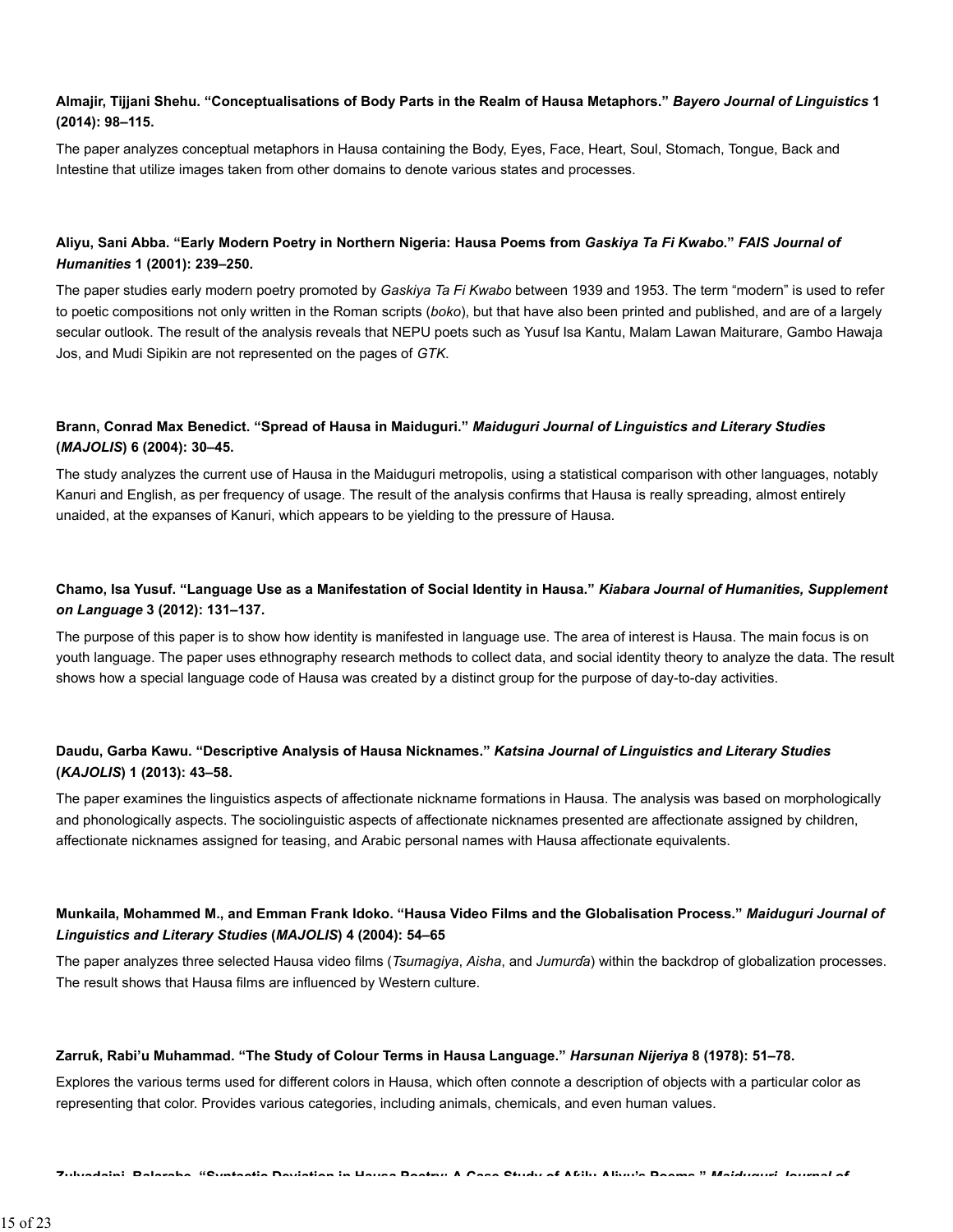**Almajir, Tijjani Shehu. "Conceptualisations of Body Parts in the Realm of Hausa Metaphors."** ***Bayero Journal of Linguistics*** **1 (2014): 98–115.**

The paper analyzes conceptual metaphors in Hausa containing the Body, Eyes, Face, Heart, Soul, Stomach, Tongue, Back and Intestine that utilize images taken from other domains to denote various states and processes.

**Aliyu, Sani Abba. "Early Modern Poetry in Northern Nigeria: Hausa Poems from** ***Gaskiya Ta Fi Kwabo*****."** ***FAIS Journal of Humanities*** **1 (2001): 239–250.**

The paper studies early modern poetry promoted by *Gaskiya Ta Fi Kwabo* between 1939 and 1953. The term "modern" is used to refer to poetic compositions not only written in the Roman scripts (*boko*), but that have also been printed and published, and are of a largely secular outlook. The result of the analysis reveals that NEPU poets such as Yusuf Isa Kantu, Malam Lawan Maiturare, Gambo Hawaja Jos, and Mudi Sipikin are not represented on the pages of *GTK*.

**Brann, Conrad Max Benedict. "Spread of Hausa in Maiduguri."** ***Maiduguri Journal of Linguistics and Literary Studies*** **(*****MAJOLIS*****) 6 (2004): 30–45.**

The study analyzes the current use of Hausa in the Maiduguri metropolis, using a statistical comparison with other languages, notably Kanuri and English, as per frequency of usage. The result of the analysis confirms that Hausa is really spreading, almost entirely unaided, at the expanses of Kanuri, which appears to be yielding to the pressure of Hausa.

**Chamo, Isa Yusuf. "Language Use as a Manifestation of Social Identity in Hausa."** ***Kiabara Journal of Humanities, Supplement on Language*** **3 (2012): 131–137.**

The purpose of this paper is to show how identity is manifested in language use. The area of interest is Hausa. The main focus is on youth language. The paper uses ethnography research methods to collect data, and social identity theory to analyze the data. The result shows how a special language code of Hausa was created by a distinct group for the purpose of day-to-day activities.

**Daudu, Garba Kawu. "Descriptive Analysis of Hausa Nicknames."** ***Katsina Journal of Linguistics and Literary Studies*** **(*****KAJOLIS*****) 1 (2013): 43–58.**

The paper examines the linguistics aspects of affectionate nickname formations in Hausa. The analysis was based on morphologically and phonologically aspects. The sociolinguistic aspects of affectionate nicknames presented are affectionate assigned by children, affectionate nicknames assigned for teasing, and Arabic personal names with Hausa affectionate equivalents.

**Munkaila, Mohammed M., and Emman Frank Idoko. "Hausa Video Films and the Globalisation Process."** ***Maiduguri Journal of Linguistics and Literary Studies*** **(*****MAJOLIS*****) 4 (2004): 54–65**

The paper analyzes three selected Hausa video films (*Tsumagiya*, *Aisha*, and *Jumurɗa*) within the backdrop of globalization processes. The result shows that Hausa films are influenced by Western culture.

**Zarruk, Rabi'u Muhammad. "The Study of Colour Terms in Hausa Language."** ***Harsunan Nijeriya*** **8 (1978): 51–78.**

Explores the various terms used for different colors in Hausa, which often connote a description of objects with a particular color as representing that color. Provides various categories, including animals, chemicals, and even human values.

**Zulyadaini, Balarabe. "Syntactic Deviation in Hausa Poetry: A Case Study of Aƙilu Aliyu's Poems."** ***Maiduguri Journal of***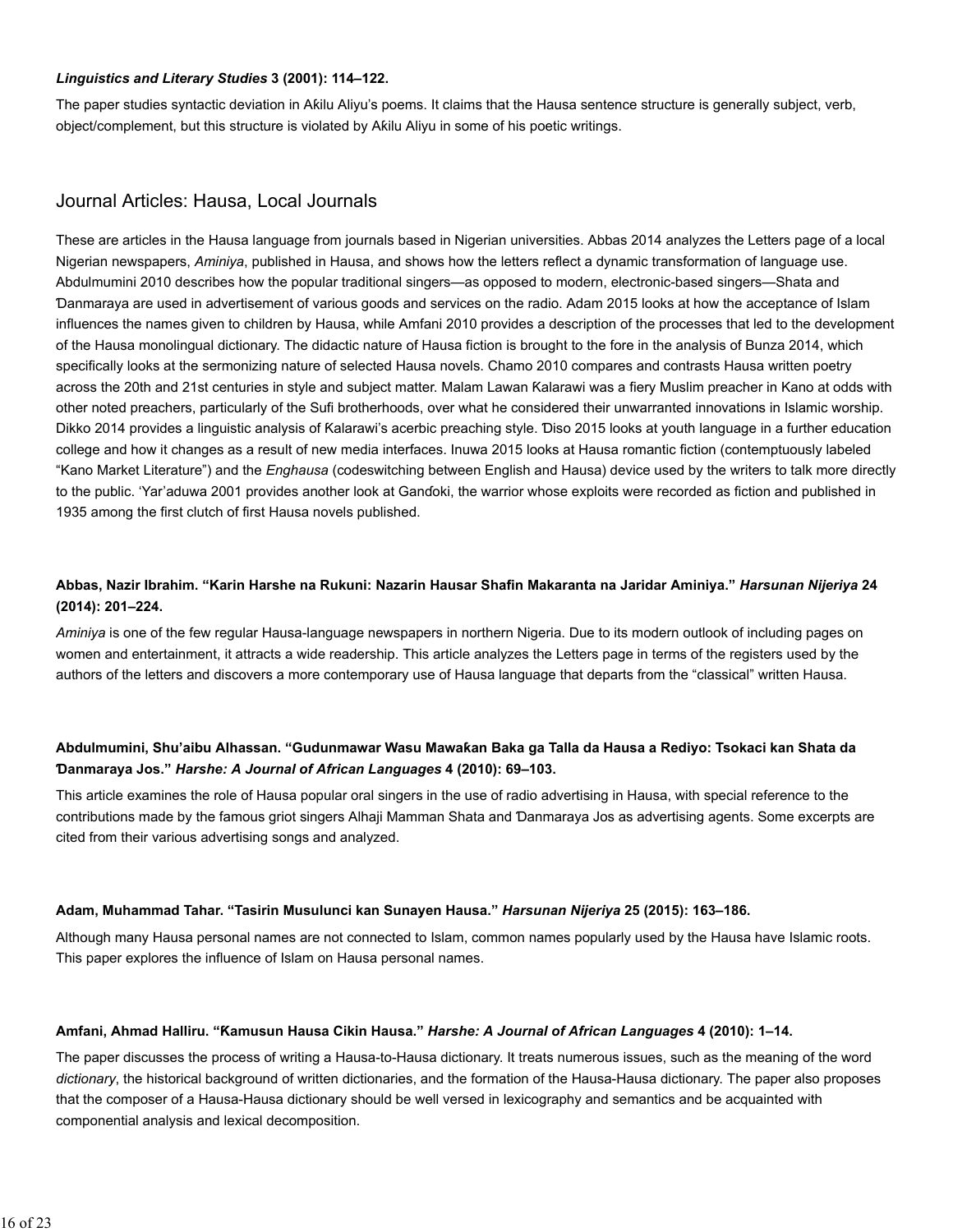***Linguistics and Literary Studies* 3 (2001): 114–122.**

The paper studies syntactic deviation in Aƙilu Aliyu's poems. It claims that the Hausa sentence structure is generally subject, verb, object/complement, but this structure is violated by Aƙilu Aliyu in some of his poetic writings.

## Journal Articles: Hausa, Local Journals

These are articles in the Hausa language from journals based in Nigerian universities. Abbas 2014 analyzes the Letters page of a local Nigerian newspapers, *Aminiya*, published in Hausa, and shows how the letters reflect a dynamic transformation of language use. Abdulmumini 2010 describes how the popular traditional singers—as opposed to modern, electronic-based singers—Shata and Ɗanmaraya are used in advertisement of various goods and services on the radio. Adam 2015 looks at how the acceptance of Islam influences the names given to children by Hausa, while Amfani 2010 provides a description of the processes that led to the development of the Hausa monolingual dictionary. The didactic nature of Hausa fiction is brought to the fore in the analysis of Bunza 2014, which specifically looks at the sermonizing nature of selected Hausa novels. Chamo 2010 compares and contrasts Hausa written poetry across the 20th and 21st centuries in style and subject matter. Malam Lawan Kalarawi was a fiery Muslim preacher in Kano at odds with other noted preachers, particularly of the Sufi brotherhoods, over what he considered their unwarranted innovations in Islamic worship. Dikko 2014 provides a linguistic analysis of Kalarawi's acerbic preaching style. Ɗiso 2015 looks at youth language in a further education college and how it changes as a result of new media interfaces. Inuwa 2015 looks at Hausa romantic fiction (contemptuously labeled "Kano Market Literature") and the *Enghausa* (codeswitching between English and Hausa) device used by the writers to talk more directly to the public. 'Yar'aduwa 2001 provides another look at Ganɗoki, the warrior whose exploits were recorded as fiction and published in 1935 among the first clutch of first Hausa novels published.

**Abbas, Nazir Ibrahim. "Karin Harshe na Rukuni: Nazarin Hausar Shafin Makaranta na Jaridar Aminiya." *Harsunan Nijeriya* 24 (2014): 201–224.**

*Aminiya* is one of the few regular Hausa-language newspapers in northern Nigeria. Due to its modern outlook of including pages on women and entertainment, it attracts a wide readership. This article analyzes the Letters page in terms of the registers used by the authors of the letters and discovers a more contemporary use of Hausa language that departs from the "classical" written Hausa.

**Abdulmumini, Shu'aibu Alhassan. "Gudunmawar Wasu Mawaƙan Baka ga Talla da Hausa a Rediyo: Tsokaci kan Shata da Ɗanmaraya Jos." *Harshe: A Journal of African Languages* 4 (2010): 69–103.**

This article examines the role of Hausa popular oral singers in the use of radio advertising in Hausa, with special reference to the contributions made by the famous griot singers Alhaji Mamman Shata and Ɗanmaraya Jos as advertising agents. Some excerpts are cited from their various advertising songs and analyzed.

**Adam, Muhammad Tahar. "Tasirin Musulunci kan Sunayen Hausa." *Harsunan Nijeriya* 25 (2015): 163–186.**

Although many Hausa personal names are not connected to Islam, common names popularly used by the Hausa have Islamic roots. This paper explores the influence of Islam on Hausa personal names.

**Amfani, Ahmad Halliru. "Kamusun Hausa Cikin Hausa." *Harshe: A Journal of African Languages* 4 (2010): 1–14.**

The paper discusses the process of writing a Hausa-to-Hausa dictionary. It treats numerous issues, such as the meaning of the word *dictionary*, the historical background of written dictionaries, and the formation of the Hausa-Hausa dictionary. The paper also proposes that the composer of a Hausa-Hausa dictionary should be well versed in lexicography and semantics and be acquainted with componential analysis and lexical decomposition.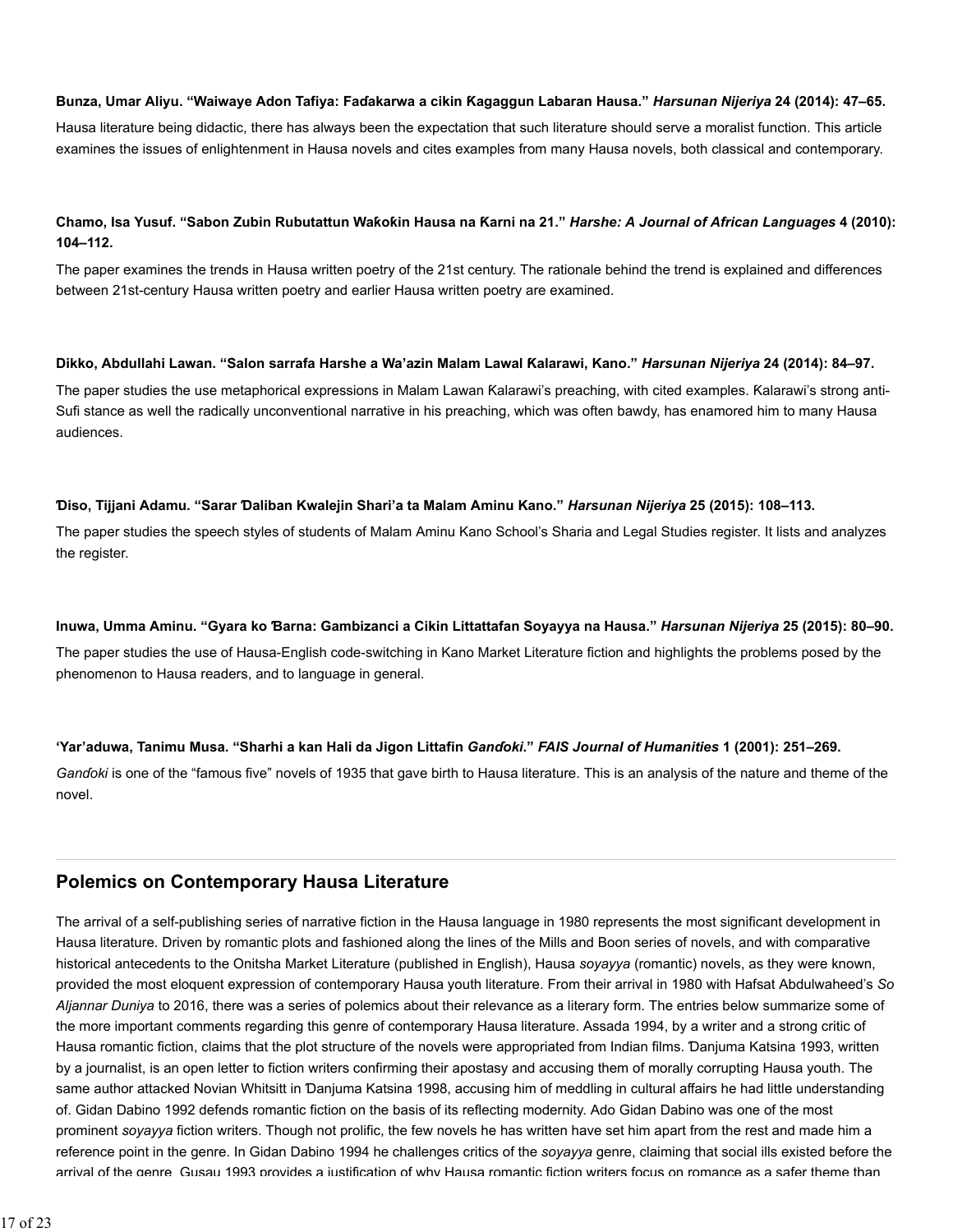**Bunza, Umar Aliyu. "Waiwaye Adon Tafiya: Faɗakarwa a cikin Ƙagaggun Labaran Hausa."** ***Harsunan Nijeriya*** **24 (2014): 47–65.**

Hausa literature being didactic, there has always been the expectation that such literature should serve a moralist function. This article examines the issues of enlightenment in Hausa novels and cites examples from many Hausa novels, both classical and contemporary.

**Chamo, Isa Yusuf. "Sabon Zubin Rubutattun Waƙoƙin Hausa na Ƙarni na 21."** ***Harshe: A Journal of African Languages*** **4 (2010): 104–112.**

The paper examines the trends in Hausa written poetry of the 21st century. The rationale behind the trend is explained and differences between 21st-century Hausa written poetry and earlier Hausa written poetry are examined.

**Dikko, Abdullahi Lawan. "Salon sarrafa Harshe a Wa'azin Malam Lawal Ƙalarawi, Kano."** ***Harsunan Nijeriya*** **24 (2014): 84–97.**

The paper studies the use metaphorical expressions in Malam Lawan Kalarawi's preaching, with cited examples. Kalarawi's strong anti-Sufi stance as well the radically unconventional narrative in his preaching, which was often bawdy, has enamored him to many Hausa audiences.

**Ɗiso, Tijjani Adamu. "Sarar Ɗaliban Kwalejin Shari'a ta Malam Aminu Kano."** ***Harsunan Nijeriya*** **25 (2015): 108–113.**

The paper studies the speech styles of students of Malam Aminu Kano School's Sharia and Legal Studies register. It lists and analyzes the register.

**Inuwa, Umma Aminu. "Gyara ko Ɓarna: Gambizanci a Cikin Littattafan Soyayya na Hausa."** ***Harsunan Nijeriya*** **25 (2015): 80–90.**

The paper studies the use of Hausa-English code-switching in Kano Market Literature fiction and highlights the problems posed by the phenomenon to Hausa readers, and to language in general.

**'Yar'aduwa, Tanimu Musa. "Sharhi a kan Hali da Jigon Littafin** ***Ganɗoki*****."** ***FAIS Journal of Humanities*** **1 (2001): 251–269.**

*Ganɗoki* is one of the "famous five" novels of 1935 that gave birth to Hausa literature. This is an analysis of the nature and theme of the novel.

## Polemics on Contemporary Hausa Literature

The arrival of a self-publishing series of narrative fiction in the Hausa language in 1980 represents the most significant development in Hausa literature. Driven by romantic plots and fashioned along the lines of the Mills and Boon series of novels, and with comparative historical antecedents to the Onitsha Market Literature (published in English), Hausa *soyayya* (romantic) novels, as they were known, provided the most eloquent expression of contemporary Hausa youth literature. From their arrival in 1980 with Hafsat Abdulwaheed's *So Aljannar Duniya* to 2016, there was a series of polemics about their relevance as a literary form. The entries below summarize some of the more important comments regarding this genre of contemporary Hausa literature. Assada 1994, by a writer and a strong critic of Hausa romantic fiction, claims that the plot structure of the novels were appropriated from Indian films. Ɗanjuma Katsina 1993, written by a journalist, is an open letter to fiction writers confirming their apostasy and accusing them of morally corrupting Hausa youth. The same author attacked Novian Whitsitt in Ɗanjuma Katsina 1998, accusing him of meddling in cultural affairs he had little understanding of. Gidan Dabino 1992 defends romantic fiction on the basis of its reflecting modernity. Ado Gidan Dabino was one of the most prominent *soyayya* fiction writers. Though not prolific, the few novels he has written have set him apart from the rest and made him a reference point in the genre. In Gidan Dabino 1994 he challenges critics of the *soyayya* genre, claiming that social ills existed before the arrival of the genre. Gusau 1993 provides a justification of why Hausa romantic fiction writers focus on romance as a safer theme than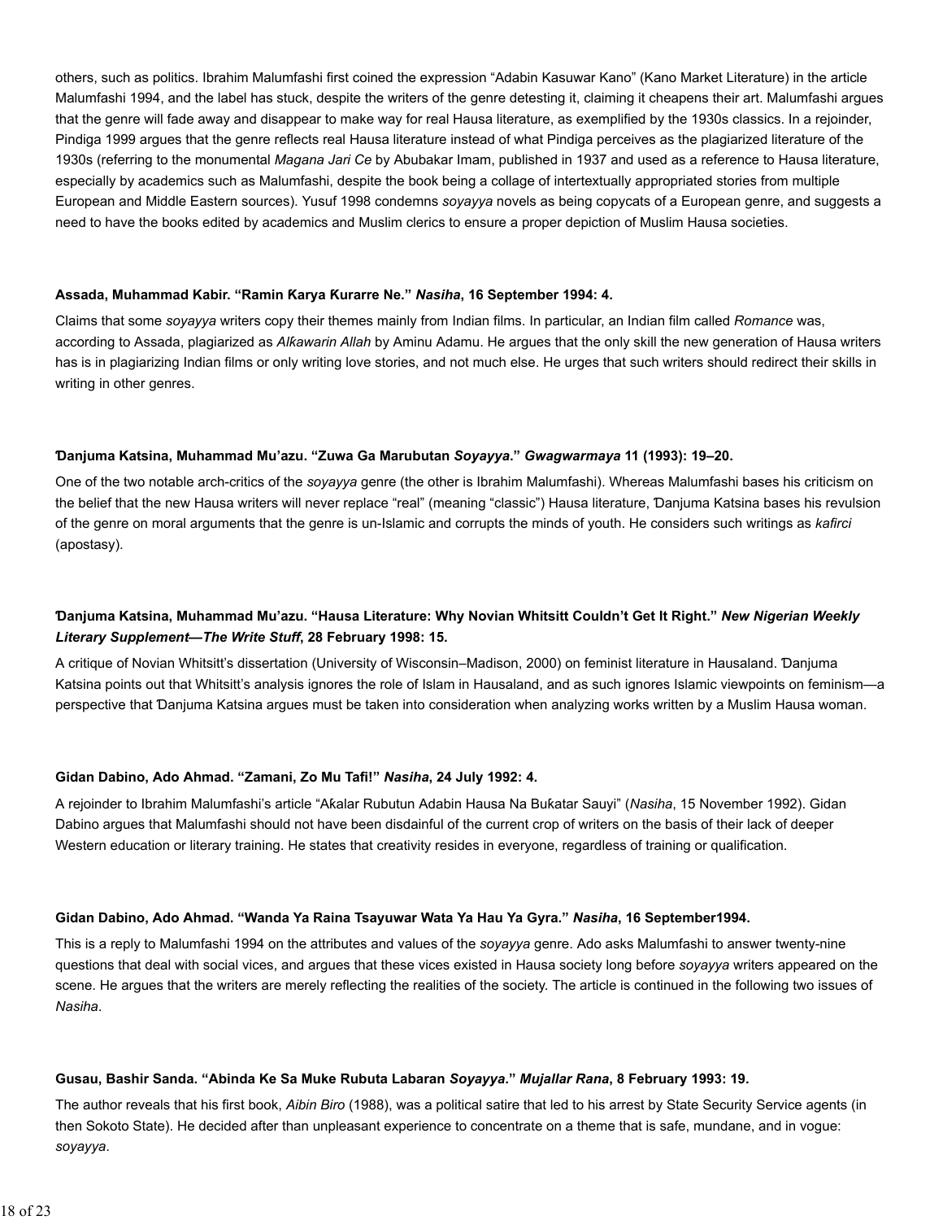others, such as politics. Ibrahim Malumfashi first coined the expression "Adabin Kasuwar Kano" (Kano Market Literature) in the article Malumfashi 1994, and the label has stuck, despite the writers of the genre detesting it, claiming it cheapens their art. Malumfashi argues that the genre will fade away and disappear to make way for real Hausa literature, as exemplified by the 1930s classics. In a rejoinder, Pindiga 1999 argues that the genre reflects real Hausa literature instead of what Pindiga perceives as the plagiarized literature of the 1930s (referring to the monumental *Magana Jari Ce* by Abubakar Imam, published in 1937 and used as a reference to Hausa literature, especially by academics such as Malumfashi, despite the book being a collage of intertextually appropriated stories from multiple European and Middle Eastern sources). Yusuf 1998 condemns *soyayya* novels as being copycats of a European genre, and suggests a need to have the books edited by academics and Muslim clerics to ensure a proper depiction of Muslim Hausa societies.

**Assada, Muhammad Kabir. "Ramin Karya Kurarre Ne." *Nasiha*, 16 September 1994: 4.**

Claims that some *soyayya* writers copy their themes mainly from Indian films. In particular, an Indian film called *Romance* was, according to Assada, plagiarized as *Alkawarin Allah* by Aminu Adamu. He argues that the only skill the new generation of Hausa writers has is in plagiarizing Indian films or only writing love stories, and not much else. He urges that such writers should redirect their skills in writing in other genres.

**Ɗanjuma Katsina, Muhammad Mu'azu. "Zuwa Ga Marubutan *Soyayya*." *Gwagwarmaya* 11 (1993): 19–20.**

One of the two notable arch-critics of the *soyayya* genre (the other is Ibrahim Malumfashi). Whereas Malumfashi bases his criticism on the belief that the new Hausa writers will never replace "real" (meaning "classic") Hausa literature, Ɗanjuma Katsina bases his revulsion of the genre on moral arguments that the genre is un-Islamic and corrupts the minds of youth. He considers such writings as *kafirci* (apostasy).

**Ɗanjuma Katsina, Muhammad Mu'azu. "Hausa Literature: Why Novian Whitsitt Couldn't Get It Right." *New Nigerian Weekly Literary Supplement—The Write Stuff*, 28 February 1998: 15.**

A critique of Novian Whitsitt's dissertation (University of Wisconsin–Madison, 2000) on feminist literature in Hausaland. Ɗanjuma Katsina points out that Whitsitt's analysis ignores the role of Islam in Hausaland, and as such ignores Islamic viewpoints on feminism—a perspective that Ɗanjuma Katsina argues must be taken into consideration when analyzing works written by a Muslim Hausa woman.

**Gidan Dabino, Ado Ahmad. "Zamani, Zo Mu Tafi!" *Nasiha*, 24 July 1992: 4.**

A rejoinder to Ibrahim Malumfashi's article "Aƙalar Rubutun Adabin Hausa Na Buƙatar Sauyi" (*Nasiha*, 15 November 1992). Gidan Dabino argues that Malumfashi should not have been disdainful of the current crop of writers on the basis of their lack of deeper Western education or literary training. He states that creativity resides in everyone, regardless of training or qualification.

**Gidan Dabino, Ado Ahmad. "Wanda Ya Raina Tsayuwar Wata Ya Hau Ya Gyra." *Nasiha*, 16 September1994.**

This is a reply to Malumfashi 1994 on the attributes and values of the *soyayya* genre. Ado asks Malumfashi to answer twenty-nine questions that deal with social vices, and argues that these vices existed in Hausa society long before *soyayya* writers appeared on the scene. He argues that the writers are merely reflecting the realities of the society. The article is continued in the following two issues of *Nasiha*.

**Gusau, Bashir Sanda. "Abinda Ke Sa Muke Rubuta Labaran *Soyayya*." *Mujallar Rana*, 8 February 1993: 19.**

The author reveals that his first book, *Aibin Biro* (1988), was a political satire that led to his arrest by State Security Service agents (in then Sokoto State). He decided after than unpleasant experience to concentrate on a theme that is safe, mundane, and in vogue: *soyayya*.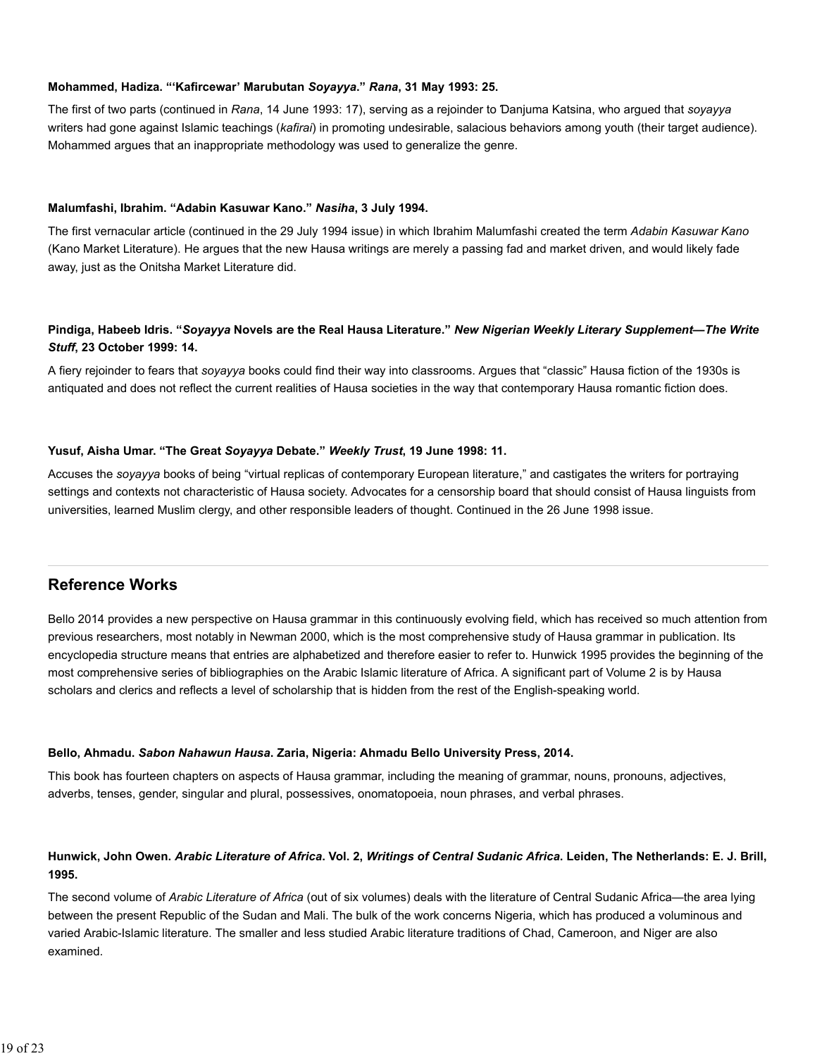**Mohammed, Hadiza. "'Kafircewar' Marubutan *Soyayya*." *Rana*, 31 May 1993: 25.**

The first of two parts (continued in *Rana*, 14 June 1993: 17), serving as a rejoinder to Ɗanjuma Katsina, who argued that *soyayya* writers had gone against Islamic teachings (*kafirai*) in promoting undesirable, salacious behaviors among youth (their target audience). Mohammed argues that an inappropriate methodology was used to generalize the genre.

**Malumfashi, Ibrahim. "Adabin Kasuwar Kano." *Nasiha*, 3 July 1994.**

The first vernacular article (continued in the 29 July 1994 issue) in which Ibrahim Malumfashi created the term *Adabin Kasuwar Kano* (Kano Market Literature). He argues that the new Hausa writings are merely a passing fad and market driven, and would likely fade away, just as the Onitsha Market Literature did.

**Pindiga, Habeeb Idris. "*Soyayya* Novels are the Real Hausa Literature." *New Nigerian Weekly Literary Supplement—The Write Stuff*, 23 October 1999: 14.**

A fiery rejoinder to fears that *soyayya* books could find their way into classrooms. Argues that "classic" Hausa fiction of the 1930s is antiquated and does not reflect the current realities of Hausa societies in the way that contemporary Hausa romantic fiction does.

**Yusuf, Aisha Umar. "The Great *Soyayya* Debate." *Weekly Trust*, 19 June 1998: 11.**

Accuses the *soyayya* books of being "virtual replicas of contemporary European literature," and castigates the writers for portraying settings and contexts not characteristic of Hausa society. Advocates for a censorship board that should consist of Hausa linguists from universities, learned Muslim clergy, and other responsible leaders of thought. Continued in the 26 June 1998 issue.

## Reference Works

Bello 2014 provides a new perspective on Hausa grammar in this continuously evolving field, which has received so much attention from previous researchers, most notably in Newman 2000, which is the most comprehensive study of Hausa grammar in publication. Its encyclopedia structure means that entries are alphabetized and therefore easier to refer to. Hunwick 1995 provides the beginning of the most comprehensive series of bibliographies on the Arabic Islamic literature of Africa. A significant part of Volume 2 is by Hausa scholars and clerics and reflects a level of scholarship that is hidden from the rest of the English-speaking world.

**Bello, Ahmadu. *Sabon Nahawun Hausa*. Zaria, Nigeria: Ahmadu Bello University Press, 2014.**

This book has fourteen chapters on aspects of Hausa grammar, including the meaning of grammar, nouns, pronouns, adjectives, adverbs, tenses, gender, singular and plural, possessives, onomatopoeia, noun phrases, and verbal phrases.

**Hunwick, John Owen. *Arabic Literature of Africa*. Vol. 2, *Writings of Central Sudanic Africa*. Leiden, The Netherlands: E. J. Brill, 1995.**

The second volume of *Arabic Literature of Africa* (out of six volumes) deals with the literature of Central Sudanic Africa—the area lying between the present Republic of the Sudan and Mali. The bulk of the work concerns Nigeria, which has produced a voluminous and varied Arabic-Islamic literature. The smaller and less studied Arabic literature traditions of Chad, Cameroon, and Niger are also examined.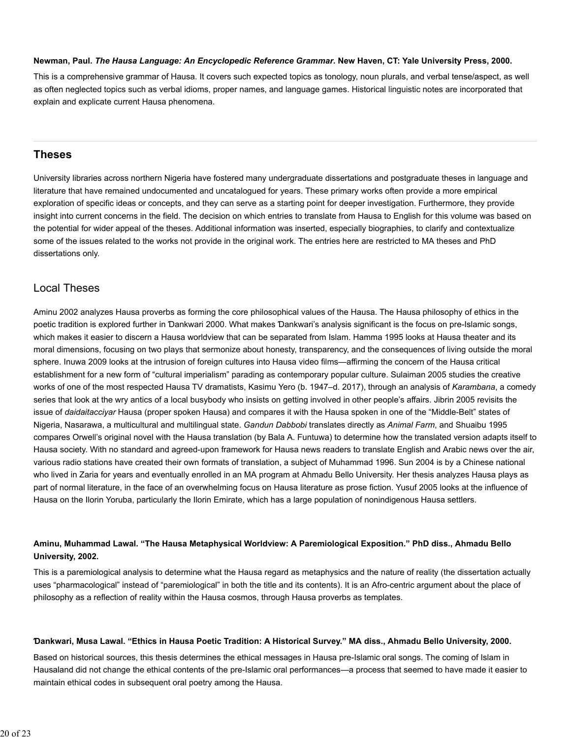**Newman, Paul. *The Hausa Language: An Encyclopedic Reference Grammar*. New Haven, CT: Yale University Press, 2000.**

This is a comprehensive grammar of Hausa. It covers such expected topics as tonology, noun plurals, and verbal tense/aspect, as well as often neglected topics such as verbal idioms, proper names, and language games. Historical linguistic notes are incorporated that explain and explicate current Hausa phenomena.

---

## Theses

University libraries across northern Nigeria have fostered many undergraduate dissertations and postgraduate theses in language and literature that have remained undocumented and uncatalogued for years. These primary works often provide a more empirical exploration of specific ideas or concepts, and they can serve as a starting point for deeper investigation. Furthermore, they provide insight into current concerns in the field. The decision on which entries to translate from Hausa to English for this volume was based on the potential for wider appeal of the theses. Additional information was inserted, especially biographies, to clarify and contextualize some of the issues related to the works not provide in the original work. The entries here are restricted to MA theses and PhD dissertations only.

### Local Theses

Aminu 2002 analyzes Hausa proverbs as forming the core philosophical values of the Hausa. The Hausa philosophy of ethics in the poetic tradition is explored further in Ɗankwari 2000. What makes Ɗankwari's analysis significant is the focus on pre-Islamic songs, which makes it easier to discern a Hausa worldview that can be separated from Islam. Hamma 1995 looks at Hausa theater and its moral dimensions, focusing on two plays that sermonize about honesty, transparency, and the consequences of living outside the moral sphere. Inuwa 2009 looks at the intrusion of foreign cultures into Hausa video films—affirming the concern of the Hausa critical establishment for a new form of "cultural imperialism" parading as contemporary popular culture. Sulaiman 2005 studies the creative works of one of the most respected Hausa TV dramatists, Kasimu Yero (b. 1947–d. 2017), through an analysis of *Karambana*, a comedy series that look at the wry antics of a local busybody who insists on getting involved in other people's affairs. Jibrin 2005 revisits the issue of *daidaitacciyar* Hausa (proper spoken Hausa) and compares it with the Hausa spoken in one of the "Middle-Belt" states of Nigeria, Nasarawa, a multicultural and multilingual state. *Gandun Dabbobi* translates directly as *Animal Farm*, and Shuaibu 1995 compares Orwell's original novel with the Hausa translation (by Bala A. Funtuwa) to determine how the translated version adapts itself to Hausa society. With no standard and agreed-upon framework for Hausa news readers to translate English and Arabic news over the air, various radio stations have created their own formats of translation, a subject of Muhammad 1996. Sun 2004 is by a Chinese national who lived in Zaria for years and eventually enrolled in an MA program at Ahmadu Bello University. Her thesis analyzes Hausa plays as part of normal literature, in the face of an overwhelming focus on Hausa literature as prose fiction. Yusuf 2005 looks at the influence of Hausa on the Ilorin Yoruba, particularly the Ilorin Emirate, which has a large population of nonindigenous Hausa settlers.

**Aminu, Muhammad Lawal. "The Hausa Metaphysical Worldview: A Paremiological Exposition." PhD diss., Ahmadu Bello University, 2002.**

This is a paremiological analysis to determine what the Hausa regard as metaphysics and the nature of reality (the dissertation actually uses "pharmacological" instead of "paremiological" in both the title and its contents). It is an Afro-centric argument about the place of philosophy as a reflection of reality within the Hausa cosmos, through Hausa proverbs as templates.

**Ɗankwari, Musa Lawal. "Ethics in Hausa Poetic Tradition: A Historical Survey." MA diss., Ahmadu Bello University, 2000.**

Based on historical sources, this thesis determines the ethical messages in Hausa pre-Islamic oral songs. The coming of Islam in Hausaland did not change the ethical contents of the pre-Islamic oral performances—a process that seemed to have made it easier to maintain ethical codes in subsequent oral poetry among the Hausa.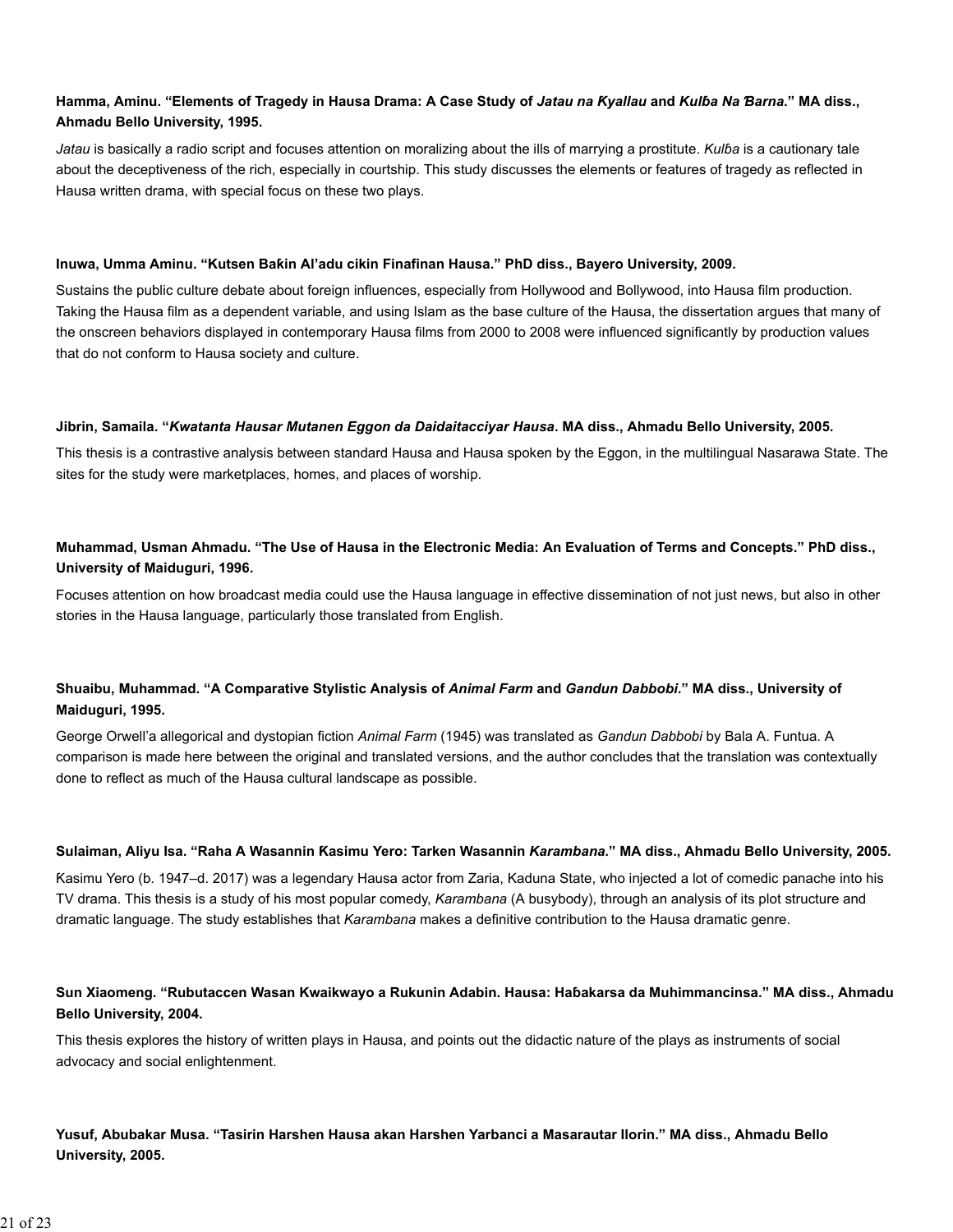**Hamma, Aminu. "Elements of Tragedy in Hausa Drama: A Case Study of *Jatau na Kyallau* and *Kulɓa Na Ɓarna*." MA diss., Ahmadu Bello University, 1995.**

*Jatau* is basically a radio script and focuses attention on moralizing about the ills of marrying a prostitute. *Kulɓa* is a cautionary tale about the deceptiveness of the rich, especially in courtship. This study discusses the elements or features of tragedy as reflected in Hausa written drama, with special focus on these two plays.

**Inuwa, Umma Aminu. "Kutsen Baƙin Al'adu cikin Finafinan Hausa." PhD diss., Bayero University, 2009.**

Sustains the public culture debate about foreign influences, especially from Hollywood and Bollywood, into Hausa film production. Taking the Hausa film as a dependent variable, and using Islam as the base culture of the Hausa, the dissertation argues that many of the onscreen behaviors displayed in contemporary Hausa films from 2000 to 2008 were influenced significantly by production values that do not conform to Hausa society and culture.

**Jibrin, Samaila. "*Kwatanta Hausar Mutanen Eggon da Daidaitacciyar Hausa*. MA diss., Ahmadu Bello University, 2005.**

This thesis is a contrastive analysis between standard Hausa and Hausa spoken by the Eggon, in the multilingual Nasarawa State. The sites for the study were marketplaces, homes, and places of worship.

**Muhammad, Usman Ahmadu. "The Use of Hausa in the Electronic Media: An Evaluation of Terms and Concepts." PhD diss., University of Maiduguri, 1996.**

Focuses attention on how broadcast media could use the Hausa language in effective dissemination of not just news, but also in other stories in the Hausa language, particularly those translated from English.

**Shuaibu, Muhammad. "A Comparative Stylistic Analysis of *Animal Farm* and *Gandun Dabbobi*." MA diss., University of Maiduguri, 1995.**

George Orwell'a allegorical and dystopian fiction *Animal Farm* (1945) was translated as *Gandun Dabbobi* by Bala A. Funtua. A comparison is made here between the original and translated versions, and the author concludes that the translation was contextually done to reflect as much of the Hausa cultural landscape as possible.

**Sulaiman, Aliyu Isa. "Raha A Wasannin Kasimu Yero: Tarken Wasannin *Karambana*." MA diss., Ahmadu Bello University, 2005.**

Kasimu Yero (b. 1947–d. 2017) was a legendary Hausa actor from Zaria, Kaduna State, who injected a lot of comedic panache into his TV drama. This thesis is a study of his most popular comedy, *Karambana* (A busybody), through an analysis of its plot structure and dramatic language. The study establishes that *Karambana* makes a definitive contribution to the Hausa dramatic genre.

**Sun Xiaomeng. "Rubutaccen Wasan Kwaikwayo a Rukunin Adabin. Hausa: Haɓakarsa da Muhimmancinsa." MA diss., Ahmadu Bello University, 2004.**

This thesis explores the history of written plays in Hausa, and points out the didactic nature of the plays as instruments of social advocacy and social enlightenment.

**Yusuf, Abubakar Musa. "Tasirin Harshen Hausa akan Harshen Yarbanci a Masarautar Ilorin." MA diss., Ahmadu Bello University, 2005.**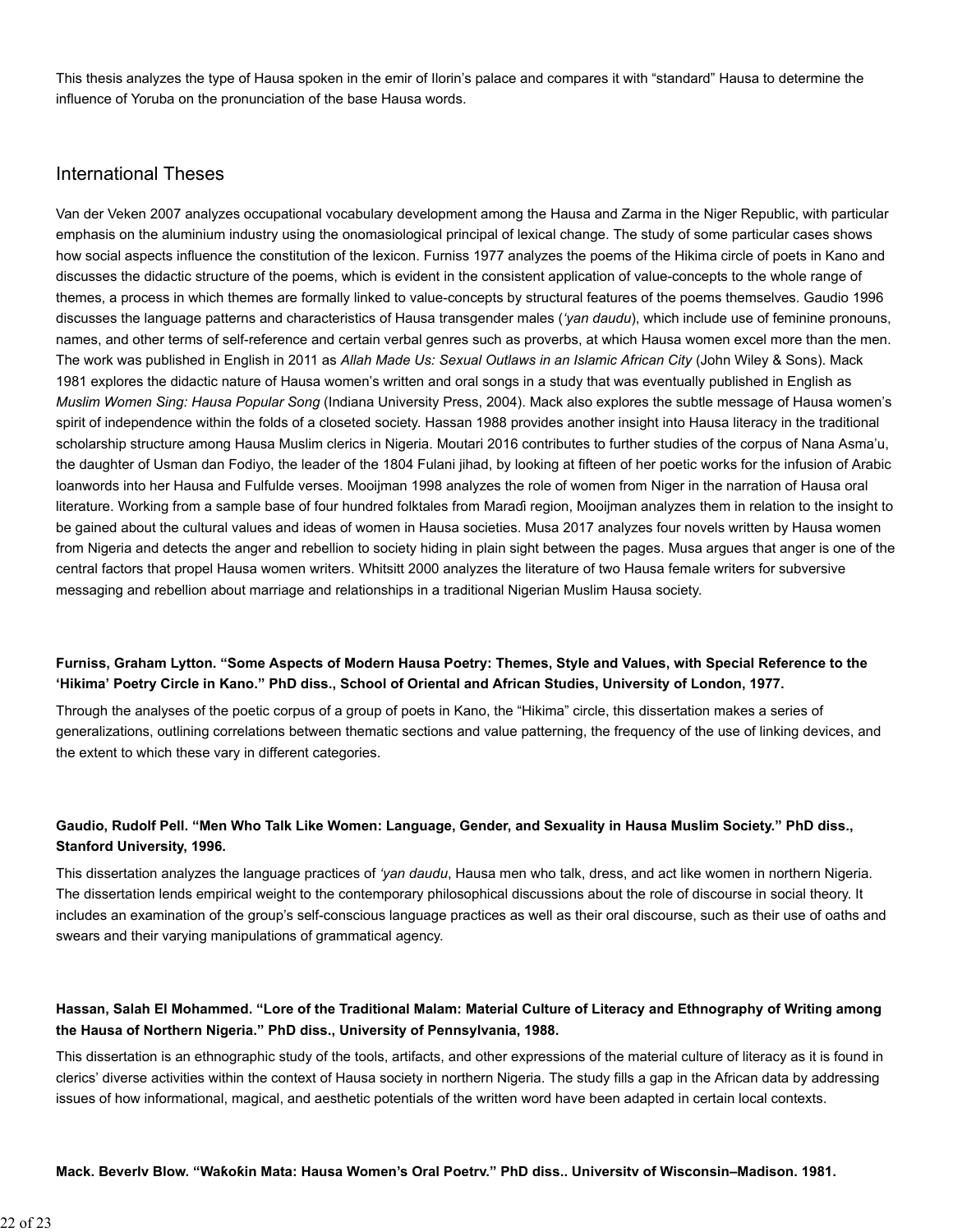This thesis analyzes the type of Hausa spoken in the emir of Ilorin's palace and compares it with "standard" Hausa to determine the influence of Yoruba on the pronunciation of the base Hausa words.

## International Theses

Van der Veken 2007 analyzes occupational vocabulary development among the Hausa and Zarma in the Niger Republic, with particular emphasis on the aluminium industry using the onomasiological principal of lexical change. The study of some particular cases shows how social aspects influence the constitution of the lexicon. Furniss 1977 analyzes the poems of the Hikima circle of poets in Kano and discusses the didactic structure of the poems, which is evident in the consistent application of value-concepts to the whole range of themes, a process in which themes are formally linked to value-concepts by structural features of the poems themselves. Gaudio 1996 discusses the language patterns and characteristics of Hausa transgender males (*'yan daudu*), which include use of feminine pronouns, names, and other terms of self-reference and certain verbal genres such as proverbs, at which Hausa women excel more than the men. The work was published in English in 2011 as *Allah Made Us: Sexual Outlaws in an Islamic African City* (John Wiley & Sons). Mack 1981 explores the didactic nature of Hausa women's written and oral songs in a study that was eventually published in English as *Muslim Women Sing: Hausa Popular Song* (Indiana University Press, 2004). Mack also explores the subtle message of Hausa women's spirit of independence within the folds of a closeted society. Hassan 1988 provides another insight into Hausa literacy in the traditional scholarship structure among Hausa Muslim clerics in Nigeria. Moutari 2016 contributes to further studies of the corpus of Nana Asma'u, the daughter of Usman dan Fodiyo, the leader of the 1804 Fulani jihad, by looking at fifteen of her poetic works for the infusion of Arabic loanwords into her Hausa and Fulfulde verses. Mooijman 1998 analyzes the role of women from Niger in the narration of Hausa oral literature. Working from a sample base of four hundred folktales from Maraɗi region, Mooijman analyzes them in relation to the insight to be gained about the cultural values and ideas of women in Hausa societies. Musa 2017 analyzes four novels written by Hausa women from Nigeria and detects the anger and rebellion to society hiding in plain sight between the pages. Musa argues that anger is one of the central factors that propel Hausa women writers. Whitsitt 2000 analyzes the literature of two Hausa female writers for subversive messaging and rebellion about marriage and relationships in a traditional Nigerian Muslim Hausa society.

**Furniss, Graham Lytton. "Some Aspects of Modern Hausa Poetry: Themes, Style and Values, with Special Reference to the 'Hikima' Poetry Circle in Kano." PhD diss., School of Oriental and African Studies, University of London, 1977.**

Through the analyses of the poetic corpus of a group of poets in Kano, the "Hikima" circle, this dissertation makes a series of generalizations, outlining correlations between thematic sections and value patterning, the frequency of the use of linking devices, and the extent to which these vary in different categories.

**Gaudio, Rudolf Pell. "Men Who Talk Like Women: Language, Gender, and Sexuality in Hausa Muslim Society." PhD diss., Stanford University, 1996.**

This dissertation analyzes the language practices of *'yan daudu*, Hausa men who talk, dress, and act like women in northern Nigeria. The dissertation lends empirical weight to the contemporary philosophical discussions about the role of discourse in social theory. It includes an examination of the group's self-conscious language practices as well as their oral discourse, such as their use of oaths and swears and their varying manipulations of grammatical agency.

**Hassan, Salah El Mohammed. "Lore of the Traditional Malam: Material Culture of Literacy and Ethnography of Writing among the Hausa of Northern Nigeria." PhD diss., University of Pennsylvania, 1988.**

This dissertation is an ethnographic study of the tools, artifacts, and other expressions of the material culture of literacy as it is found in clerics' diverse activities within the context of Hausa society in northern Nigeria. The study fills a gap in the African data by addressing issues of how informational, magical, and aesthetic potentials of the written word have been adapted in certain local contexts.

**Mack, Beverly Blow. "Waƙoƙin Mata: Hausa Women's Oral Poetry." PhD diss., University of Wisconsin–Madison, 1981.**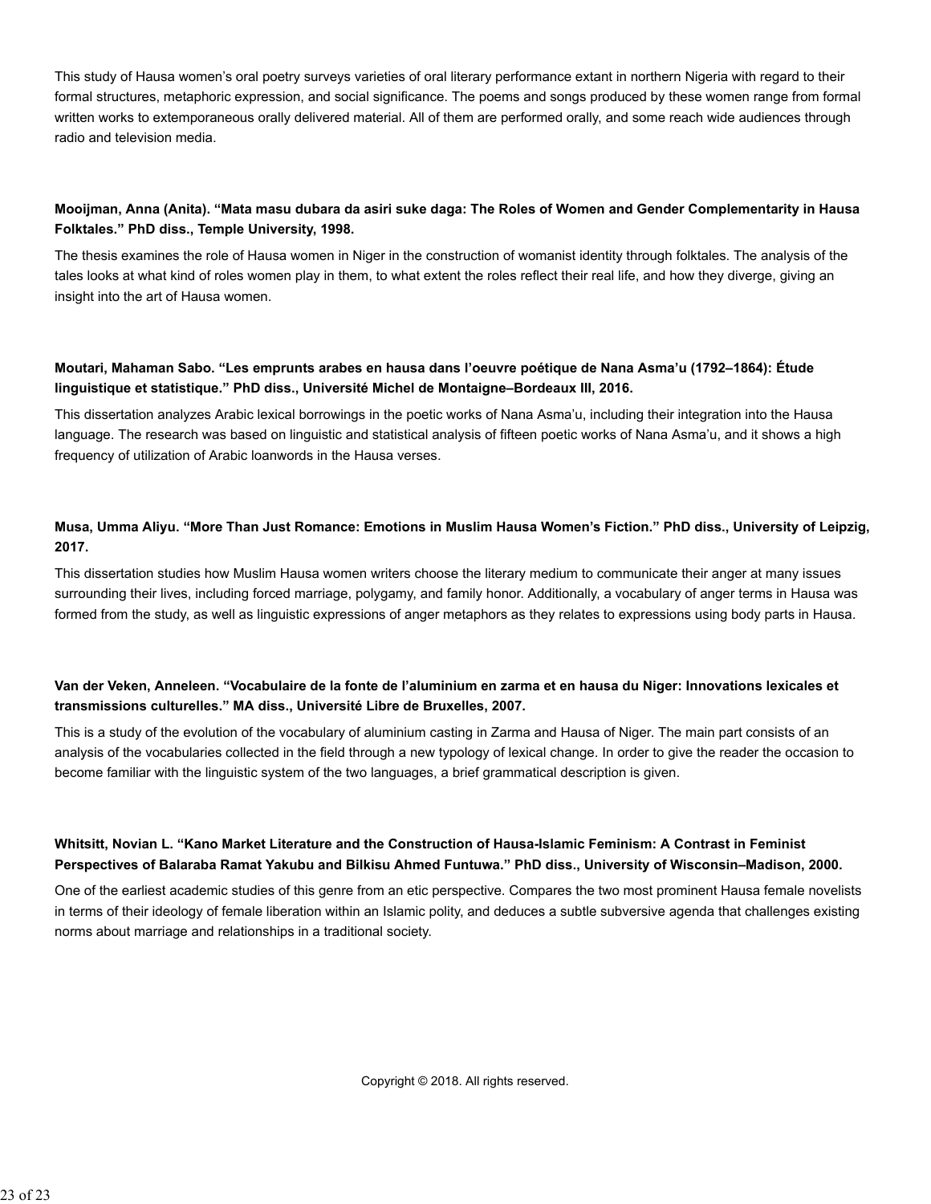This study of Hausa women's oral poetry surveys varieties of oral literary performance extant in northern Nigeria with regard to their formal structures, metaphoric expression, and social significance. The poems and songs produced by these women range from formal written works to extemporaneous orally delivered material. All of them are performed orally, and some reach wide audiences through radio and television media.

**Mooijman, Anna (Anita). "Mata masu dubara da asiri suke daga: The Roles of Women and Gender Complementarity in Hausa Folktales." PhD diss., Temple University, 1998.**

The thesis examines the role of Hausa women in Niger in the construction of womanist identity through folktales. The analysis of the tales looks at what kind of roles women play in them, to what extent the roles reflect their real life, and how they diverge, giving an insight into the art of Hausa women.

**Moutari, Mahaman Sabo. "Les emprunts arabes en hausa dans l'oeuvre poétique de Nana Asma'u (1792–1864): Étude linguistique et statistique." PhD diss., Université Michel de Montaigne–Bordeaux III, 2016.**

This dissertation analyzes Arabic lexical borrowings in the poetic works of Nana Asma'u, including their integration into the Hausa language. The research was based on linguistic and statistical analysis of fifteen poetic works of Nana Asma'u, and it shows a high frequency of utilization of Arabic loanwords in the Hausa verses.

**Musa, Umma Aliyu. "More Than Just Romance: Emotions in Muslim Hausa Women's Fiction." PhD diss., University of Leipzig, 2017.**

This dissertation studies how Muslim Hausa women writers choose the literary medium to communicate their anger at many issues surrounding their lives, including forced marriage, polygamy, and family honor. Additionally, a vocabulary of anger terms in Hausa was formed from the study, as well as linguistic expressions of anger metaphors as they relates to expressions using body parts in Hausa.

**Van der Veken, Anneleen. "Vocabulaire de la fonte de l'aluminium en zarma et en hausa du Niger: Innovations lexicales et transmissions culturelles." MA diss., Université Libre de Bruxelles, 2007.**

This is a study of the evolution of the vocabulary of aluminium casting in Zarma and Hausa of Niger. The main part consists of an analysis of the vocabularies collected in the field through a new typology of lexical change. In order to give the reader the occasion to become familiar with the linguistic system of the two languages, a brief grammatical description is given.

**Whitsitt, Novian L. "Kano Market Literature and the Construction of Hausa-Islamic Feminism: A Contrast in Feminist Perspectives of Balaraba Ramat Yakubu and Bilkisu Ahmed Funtuwa." PhD diss., University of Wisconsin–Madison, 2000.**

One of the earliest academic studies of this genre from an etic perspective. Compares the two most prominent Hausa female novelists in terms of their ideology of female liberation within an Islamic polity, and deduces a subtle subversive agenda that challenges existing norms about marriage and relationships in a traditional society.

Copyright © 2018. All rights reserved.